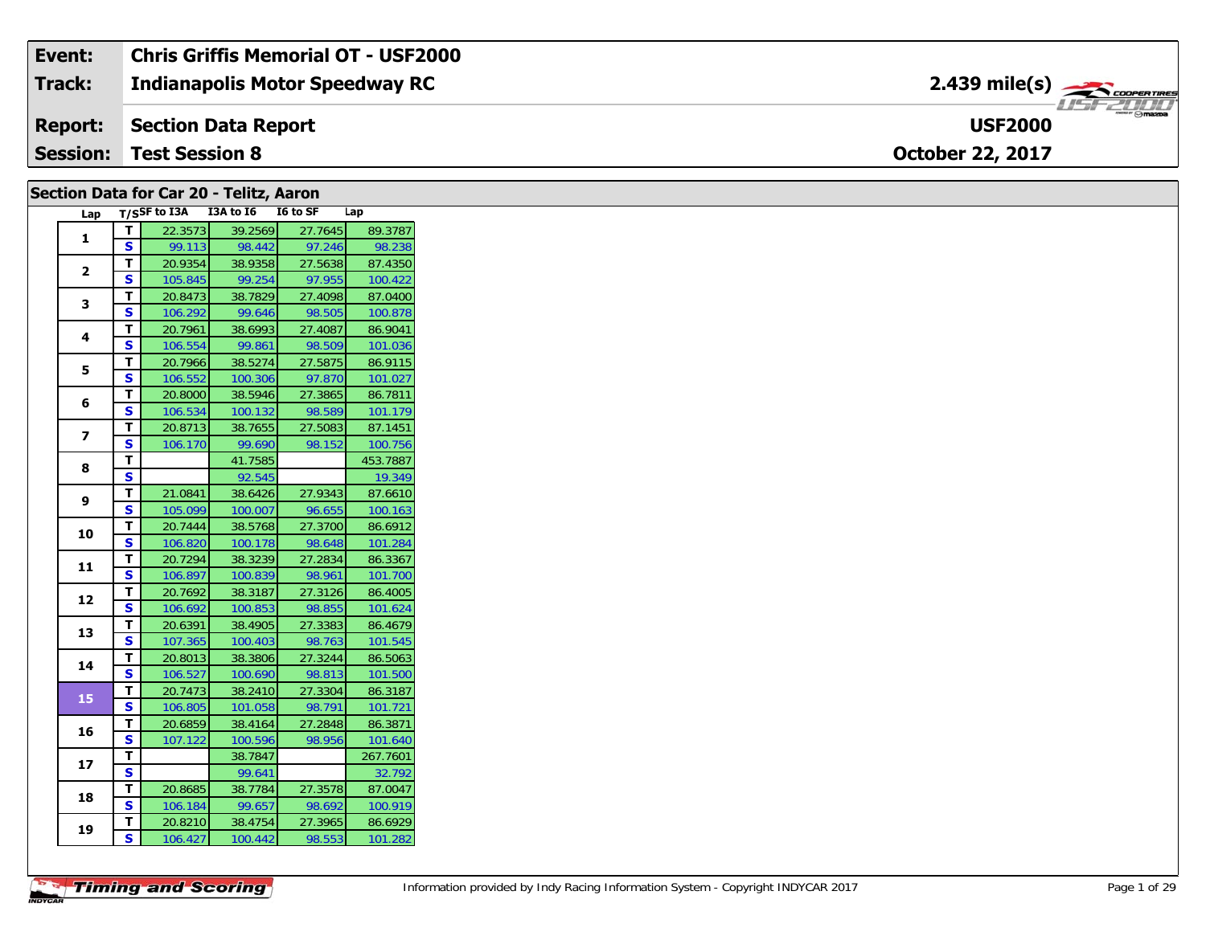| Event: | Chris Griffis Memorial OT - USF2000 | |
|---|---|---|
| Track: | Indianapolis Motor Speedway RC | 2.439 mile(s) |
| Report: | Section Data Report | USF2000 |
| Session: | Test Session 8 | October 22, 2017 |

## Section Data for Car 20 - Telitz, Aaron

| Lap | T/S | SF to I3A | I3A to I6 | I6 to SF | Lap |
|---|---|---|---|---|---|
| 1 | T | 22.3573 | 39.2569 | 27.7645 | 89.3787 |
| | S | 99.113 | 98.442 | 97.246 | 98.238 |
| 2 | T | 20.9354 | 38.9358 | 27.5638 | 87.4350 |
| | S | 105.845 | 99.254 | 97.955 | 100.422 |
| 3 | T | 20.8473 | 38.7829 | 27.4098 | 87.0400 |
| | S | 106.292 | 99.646 | 98.505 | 100.878 |
| 4 | T | 20.7961 | 38.6993 | 27.4087 | 86.9041 |
| | S | 106.554 | 99.861 | 98.509 | 101.036 |
| 5 | T | 20.7966 | 38.5274 | 27.5875 | 86.9115 |
| | S | 106.552 | 100.306 | 97.870 | 101.027 |
| 6 | T | 20.8000 | 38.5946 | 27.3865 | 86.7811 |
| | S | 106.534 | 100.132 | 98.589 | 101.179 |
| 7 | T | 20.8713 | 38.7655 | 27.5083 | 87.1451 |
| | S | 106.170 | 99.690 | 98.152 | 100.756 |
| 8 | T | | 41.7585 | | 453.7887 |
| | S | | 92.545 | | 19.349 |
| 9 | T | 21.0841 | 38.6426 | 27.9343 | 87.6610 |
| | S | 105.099 | 100.007 | 96.655 | 100.163 |
| 10 | T | 20.7444 | 38.5768 | 27.3700 | 86.6912 |
| | S | 106.820 | 100.178 | 98.648 | 101.284 |
| 11 | T | 20.7294 | 38.3239 | 27.2834 | 86.3367 |
| | S | 106.897 | 100.839 | 98.961 | 101.700 |
| 12 | T | 20.7692 | 38.3187 | 27.3126 | 86.4005 |
| | S | 106.692 | 100.853 | 98.855 | 101.624 |
| 13 | T | 20.6391 | 38.4905 | 27.3383 | 86.4679 |
| | S | 107.365 | 100.403 | 98.763 | 101.545 |
| 14 | T | 20.8013 | 38.3806 | 27.3244 | 86.5063 |
| | S | 106.527 | 100.690 | 98.813 | 101.500 |
| 15 | T | 20.7473 | 38.2410 | 27.3304 | 86.3187 |
| | S | 106.805 | 101.058 | 98.791 | 101.721 |
| 16 | T | 20.6859 | 38.4164 | 27.2848 | 86.3871 |
| | S | 107.122 | 100.596 | 98.956 | 101.640 |
| 17 | T | | 38.7847 | | 267.7601 |
| | S | | 99.641 | | 32.792 |
| 18 | T | 20.8685 | 38.7784 | 27.3578 | 87.0047 |
| | S | 106.184 | 99.657 | 98.692 | 100.919 |
| 19 | T | 20.8210 | 38.4754 | 27.3965 | 86.6929 |
| | S | 106.427 | 100.442 | 98.553 | 101.282 |

Information provided by Indy Racing Information System - Copyright INDYCAR 2017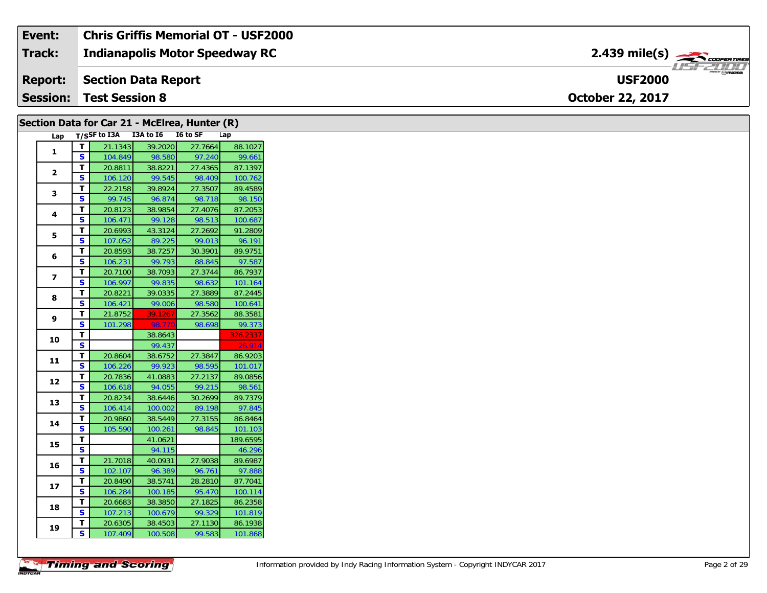| Event: | Chris Griffis Memorial OT - USF2000 | |
|---|---|---|
| Track: | Indianapolis Motor Speedway RC | 2.439 mile(s) |
| Report: | Section Data Report | USF2000 |
| Session: | Test Session 8 | October 22, 2017 |

## Section Data for Car 21 - McElrea, Hunter (R)

| Lap | T/S | SF to I3A | I3A to I6 | I6 to SF | Lap |
|---|---|---|---|---|---|
| 1 | T | 21.1343 | 39.2020 | 27.7664 | 88.1027 |
| | S | 104.849 | 98.580 | 97.240 | 99.661 |
| 2 | T | 20.8811 | 38.8221 | 27.4365 | 87.1397 |
| | S | 106.120 | 99.545 | 98.409 | 100.762 |
| 3 | T | 22.2158 | 39.8924 | 27.3507 | 89.4589 |
| | S | 99.745 | 96.874 | 98.718 | 98.150 |
| 4 | T | 20.8123 | 38.9854 | 27.4076 | 87.2053 |
| | S | 106.471 | 99.128 | 98.513 | 100.687 |
| 5 | T | 20.6993 | 43.3124 | 27.2692 | 91.2809 |
| | S | 107.052 | 89.225 | 99.013 | 96.191 |
| 6 | T | 20.8593 | 38.7257 | 30.3901 | 89.9751 |
| | S | 106.231 | 99.793 | 88.845 | 97.587 |
| 7 | T | 20.7100 | 38.7093 | 27.3744 | 86.7937 |
| | S | 106.997 | 99.835 | 98.632 | 101.164 |
| 8 | T | 20.8221 | 39.0335 | 27.3889 | 87.2445 |
| | S | 106.421 | 99.006 | 98.580 | 100.641 |
| 9 | T | 21.8752 | 39.1267 | 27.3562 | 88.3581 |
| | S | 101.298 | 98.770 | 98.698 | 99.373 |
| 10 | T | | 38.8643 | | 326.2337 |
| | S | | 99.437 | | 26.914 |
| 11 | T | 20.8604 | 38.6752 | 27.3847 | 86.9203 |
| | S | 106.226 | 99.923 | 98.595 | 101.017 |
| 12 | T | 20.7836 | 41.0883 | 27.2137 | 89.0856 |
| | S | 106.618 | 94.055 | 99.215 | 98.561 |
| 13 | T | 20.8234 | 38.6446 | 30.2699 | 89.7379 |
| | S | 106.414 | 100.002 | 89.198 | 97.845 |
| 14 | T | 20.9860 | 38.5449 | 27.3155 | 86.8464 |
| | S | 105.590 | 100.261 | 98.845 | 101.103 |
| 15 | T | | 41.0621 | | 189.6595 |
| | S | | 94.115 | | 46.296 |
| 16 | T | 21.7018 | 40.0931 | 27.9038 | 89.6987 |
| | S | 102.107 | 96.389 | 96.761 | 97.888 |
| 17 | T | 20.8490 | 38.5741 | 28.2810 | 87.7041 |
| | S | 106.284 | 100.185 | 95.470 | 100.114 |
| 18 | T | 20.6683 | 38.3850 | 27.1825 | 86.2358 |
| | S | 107.213 | 100.679 | 99.329 | 101.819 |
| 19 | T | 20.6305 | 38.4503 | 27.1130 | 86.1938 |
| | S | 107.409 | 100.508 | 99.583 | 101.868 |

Information provided by Indy Racing Information System - Copyright INDYCAR 2017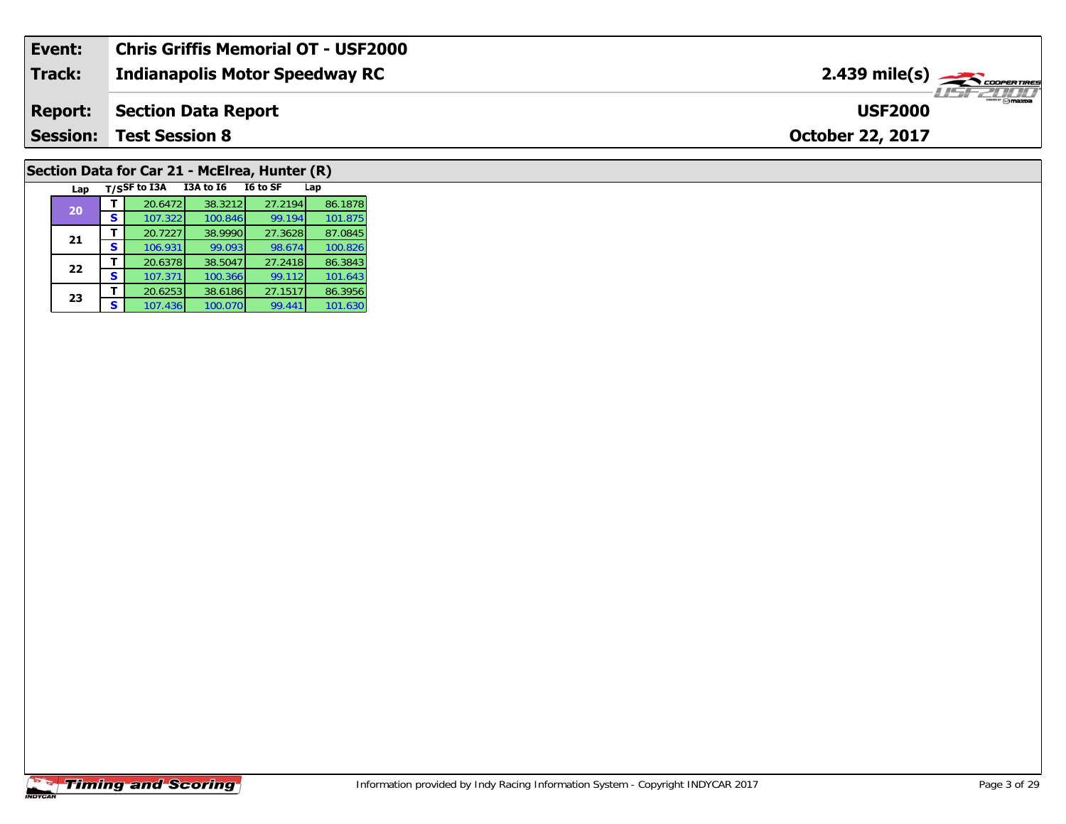| Event: | Chris Griffis Memorial OT - USF2000 |
|---|---|
| Track: | Indianapolis Motor Speedway RC — 2.439 mile(s) |
| Report: | Section Data Report — USF2000 |
| Session: | Test Session 8 — October 22, 2017 |

## Section Data for Car 21 - McElrea, Hunter (R)

| Lap | T/S | SF to I3A | I3A to I6 | I6 to SF | Lap |
|---|---|---|---|---|---|
| 20 | T | 20.6472 | 38.3212 | 27.2194 | 86.1878 |
| | S | 107.322 | 100.846 | 99.194 | 101.875 |
| 21 | T | 20.7227 | 38.9990 | 27.3628 | 87.0845 |
| | S | 106.931 | 99.093 | 98.674 | 100.826 |
| 22 | T | 20.6378 | 38.5047 | 27.2418 | 86.3843 |
| | S | 107.371 | 100.366 | 99.112 | 101.643 |
| 23 | T | 20.6253 | 38.6186 | 27.1517 | 86.3956 |
| | S | 107.436 | 100.070 | 99.441 | 101.630 |

Information provided by Indy Racing Information System - Copyright INDYCAR 2017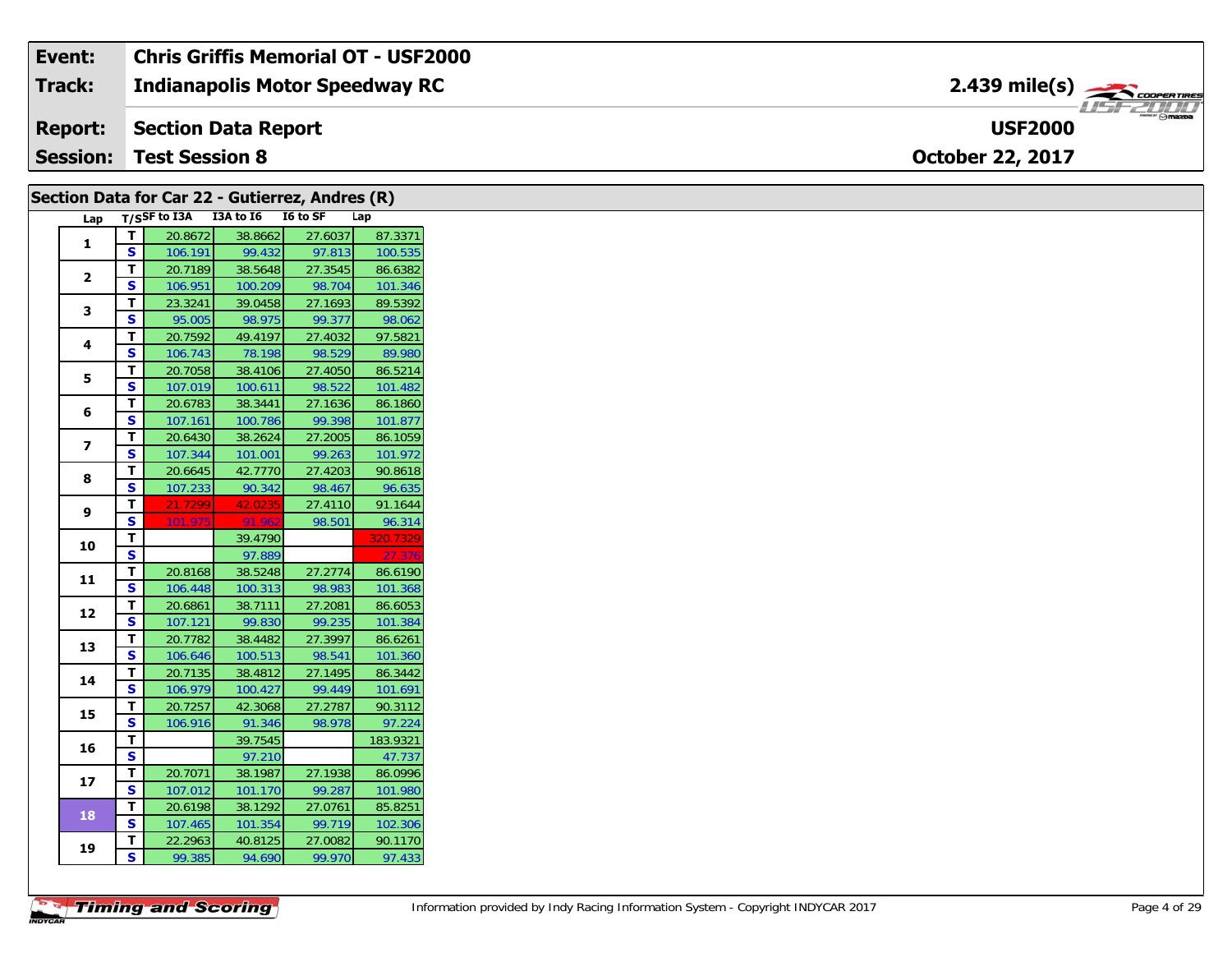| | | |
|---|---|---|
| **Event:** | **Chris Griffis Memorial OT - USF2000** | |
| **Track:** | **Indianapolis Motor Speedway RC** | **2.439 mile(s)** |
| **Report:** | **Section Data Report** | **USF2000** |
| **Session:** | **Test Session 8** | **October 22, 2017** |

## Section Data for Car 22 - Gutierrez, Andres (R)

| Lap | T/S | SF to I3A | I3A to I6 | I6 to SF | Lap |
|---|---|---|---|---|---|
| 1 | T | 20.8672 | 38.8662 | 27.6037 | 87.3371 |
| | S | 106.191 | 99.432 | 97.813 | 100.535 |
| 2 | T | 20.7189 | 38.5648 | 27.3545 | 86.6382 |
| | S | 106.951 | 100.209 | 98.704 | 101.346 |
| 3 | T | 23.3241 | 39.0458 | 27.1693 | 89.5392 |
| | S | 95.005 | 98.975 | 99.377 | 98.062 |
| 4 | T | 20.7592 | 49.4197 | 27.4032 | 97.5821 |
| | S | 106.743 | 78.198 | 98.529 | 89.980 |
| 5 | T | 20.7058 | 38.4106 | 27.4050 | 86.5214 |
| | S | 107.019 | 100.611 | 98.522 | 101.482 |
| 6 | T | 20.6783 | 38.3441 | 27.1636 | 86.1860 |
| | S | 107.161 | 100.786 | 99.398 | 101.877 |
| 7 | T | 20.6430 | 38.2624 | 27.2005 | 86.1059 |
| | S | 107.344 | 101.001 | 99.263 | 101.972 |
| 8 | T | 20.6645 | 42.7770 | 27.4203 | 90.8618 |
| | S | 107.233 | 90.342 | 98.467 | 96.635 |
| 9 | T | 21.7299 | 42.0235 | 27.4110 | 91.1644 |
| | S | 101.975 | 91.962 | 98.501 | 96.314 |
| 10 | T | | 39.4790 | | 320.7329 |
| | S | | 97.889 | | 27.376 |
| 11 | T | 20.8168 | 38.5248 | 27.2774 | 86.6190 |
| | S | 106.448 | 100.313 | 98.983 | 101.368 |
| 12 | T | 20.6861 | 38.7111 | 27.2081 | 86.6053 |
| | S | 107.121 | 99.830 | 99.235 | 101.384 |
| 13 | T | 20.7782 | 38.4482 | 27.3997 | 86.6261 |
| | S | 106.646 | 100.513 | 98.541 | 101.360 |
| 14 | T | 20.7135 | 38.4812 | 27.1495 | 86.3442 |
| | S | 106.979 | 100.427 | 99.449 | 101.691 |
| 15 | T | 20.7257 | 42.3068 | 27.2787 | 90.3112 |
| | S | 106.916 | 91.346 | 98.978 | 97.224 |
| 16 | T | | 39.7545 | | 183.9321 |
| | S | | 97.210 | | 47.737 |
| 17 | T | 20.7071 | 38.1987 | 27.1938 | 86.0996 |
| | S | 107.012 | 101.170 | 99.287 | 101.980 |
| 18 | T | 20.6198 | 38.1292 | 27.0761 | 85.8251 |
| | S | 107.465 | 101.354 | 99.719 | 102.306 |
| 19 | T | 22.2963 | 40.8125 | 27.0082 | 90.1170 |
| | S | 99.385 | 94.690 | 99.970 | 97.433 |

Information provided by Indy Racing Information System - Copyright INDYCAR 2017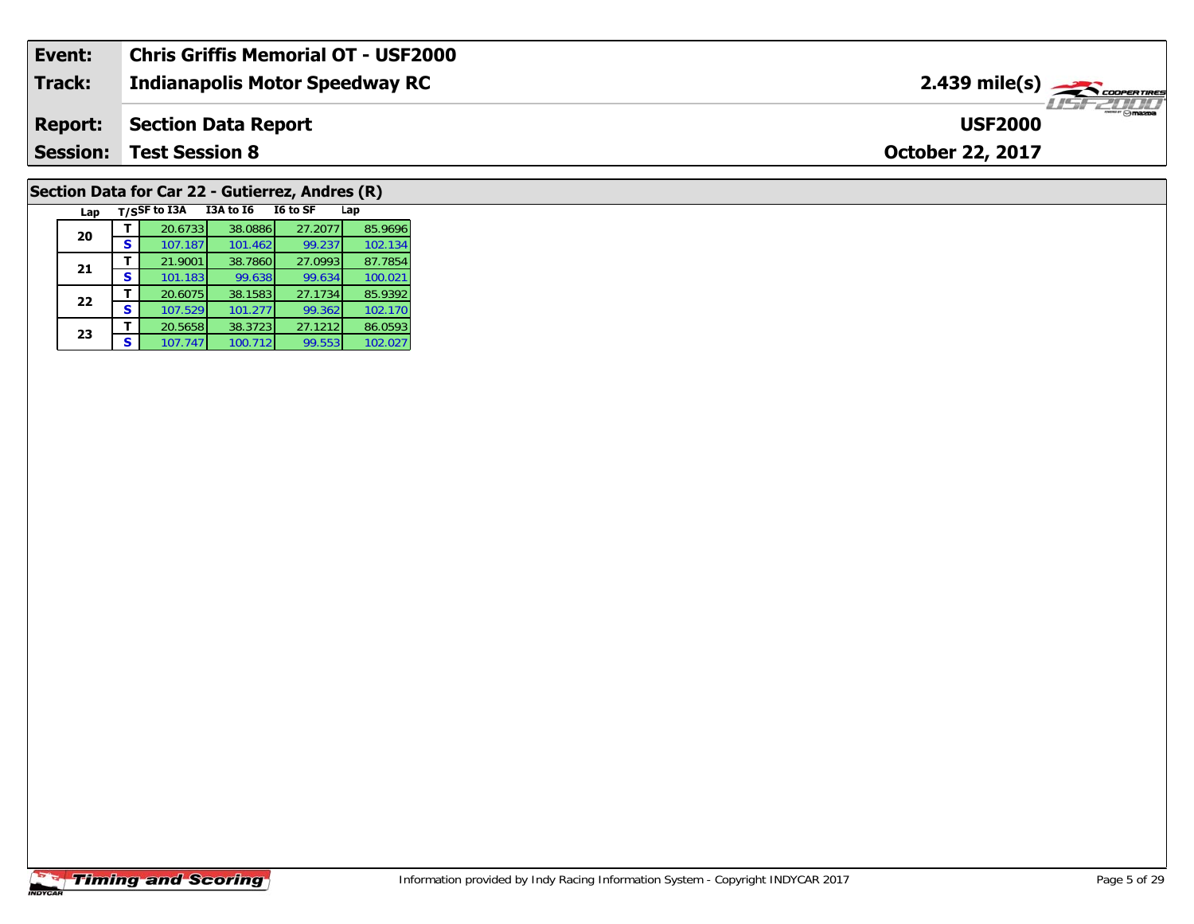| Event: | Chris Griffis Memorial OT - USF2000 | |
|---|---|---|
| Track: | Indianapolis Motor Speedway RC | 2.439 mile(s) |
| Report: | Section Data Report | USF2000 |
| Session: | Test Session 8 | October 22, 2017 |

## Section Data for Car 22 - Gutierrez, Andres (R)

| Lap | T/S | SF to I3A | I3A to I6 | I6 to SF | Lap |
|---|---|---|---|---|---|
| 20 | T | 20.6733 | 38.0886 | 27.2077 | 85.9696 |
| | S | 107.187 | 101.462 | 99.237 | 102.134 |
| 21 | T | 21.9001 | 38.7860 | 27.0993 | 87.7854 |
| | S | 101.183 | 99.638 | 99.634 | 100.021 |
| 22 | T | 20.6075 | 38.1583 | 27.1734 | 85.9392 |
| | S | 107.529 | 101.277 | 99.362 | 102.170 |
| 23 | T | 20.5658 | 38.3723 | 27.1212 | 86.0593 |
| | S | 107.747 | 100.712 | 99.553 | 102.027 |

Information provided by Indy Racing Information System - Copyright INDYCAR 2017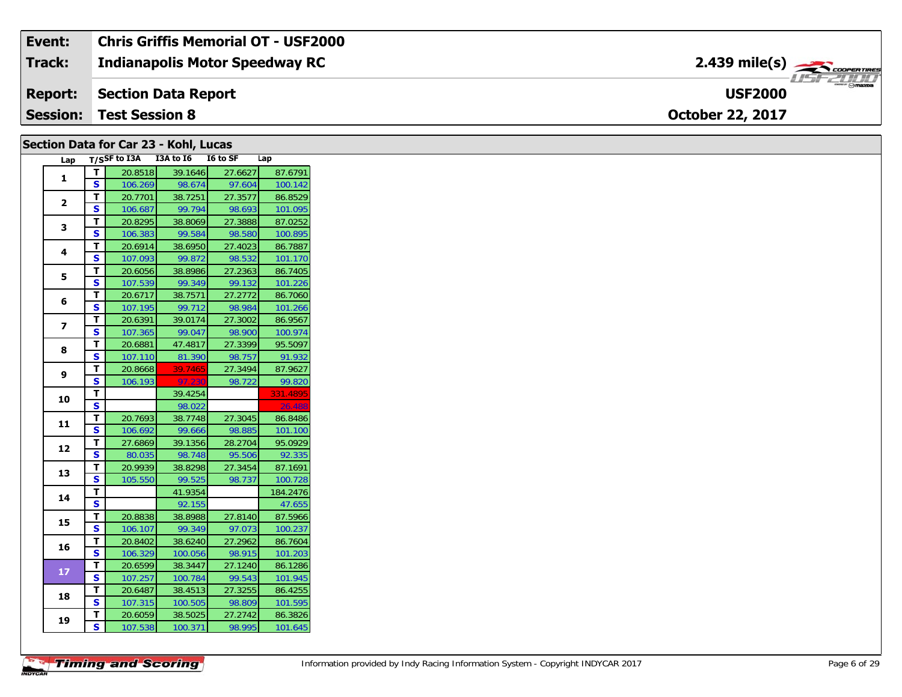| Event: | Chris Griffis Memorial OT - USF2000 | |
|---|---|---|
| Track: | Indianapolis Motor Speedway RC | 2.439 mile(s) |
| Report: | Section Data Report | USF2000 |
| Session: | Test Session 8 | October 22, 2017 |

## Section Data for Car 23 - Kohl, Lucas

| Lap | T/S | SF to I3A | I3A to I6 | I6 to SF | Lap |
|---|---|---|---|---|---|
| 1 | T | 20.8518 | 39.1646 | 27.6627 | 87.6791 |
| | S | 106.269 | 98.674 | 97.604 | 100.142 |
| 2 | T | 20.7701 | 38.7251 | 27.3577 | 86.8529 |
| | S | 106.687 | 99.794 | 98.693 | 101.095 |
| 3 | T | 20.8295 | 38.8069 | 27.3888 | 87.0252 |
| | S | 106.383 | 99.584 | 98.580 | 100.895 |
| 4 | T | 20.6914 | 38.6950 | 27.4023 | 86.7887 |
| | S | 107.093 | 99.872 | 98.532 | 101.170 |
| 5 | T | 20.6056 | 38.8986 | 27.2363 | 86.7405 |
| | S | 107.539 | 99.349 | 99.132 | 101.226 |
| 6 | T | 20.6717 | 38.7571 | 27.2772 | 86.7060 |
| | S | 107.195 | 99.712 | 98.984 | 101.266 |
| 7 | T | 20.6391 | 39.0174 | 27.3002 | 86.9567 |
| | S | 107.365 | 99.047 | 98.900 | 100.974 |
| 8 | T | 20.6881 | 47.4817 | 27.3399 | 95.5097 |
| | S | 107.110 | 81.390 | 98.757 | 91.932 |
| 9 | T | 20.8668 | 39.7465 | 27.3494 | 87.9627 |
| | S | 106.193 | 97.230 | 98.722 | 99.820 |
| 10 | T | | 39.4254 | | 331.4895 |
| | S | | 98.022 | | 26.488 |
| 11 | T | 20.7693 | 38.7748 | 27.3045 | 86.8486 |
| | S | 106.692 | 99.666 | 98.885 | 101.100 |
| 12 | T | 27.6869 | 39.1356 | 28.2704 | 95.0929 |
| | S | 80.035 | 98.748 | 95.506 | 92.335 |
| 13 | T | 20.9939 | 38.8298 | 27.3454 | 87.1691 |
| | S | 105.550 | 99.525 | 98.737 | 100.728 |
| 14 | T | | 41.9354 | | 184.2476 |
| | S | | 92.155 | | 47.655 |
| 15 | T | 20.8838 | 38.8988 | 27.8140 | 87.5966 |
| | S | 106.107 | 99.349 | 97.073 | 100.237 |
| 16 | T | 20.8402 | 38.6240 | 27.2962 | 86.7604 |
| | S | 106.329 | 100.056 | 98.915 | 101.203 |
| 17 | T | 20.6599 | 38.3447 | 27.1240 | 86.1286 |
| | S | 107.257 | 100.784 | 99.543 | 101.945 |
| 18 | T | 20.6487 | 38.4513 | 27.3255 | 86.4255 |
| | S | 107.315 | 100.505 | 98.809 | 101.595 |
| 19 | T | 20.6059 | 38.5025 | 27.2742 | 86.3826 |
| | S | 107.538 | 100.371 | 98.995 | 101.645 |

Information provided by Indy Racing Information System - Copyright INDYCAR 2017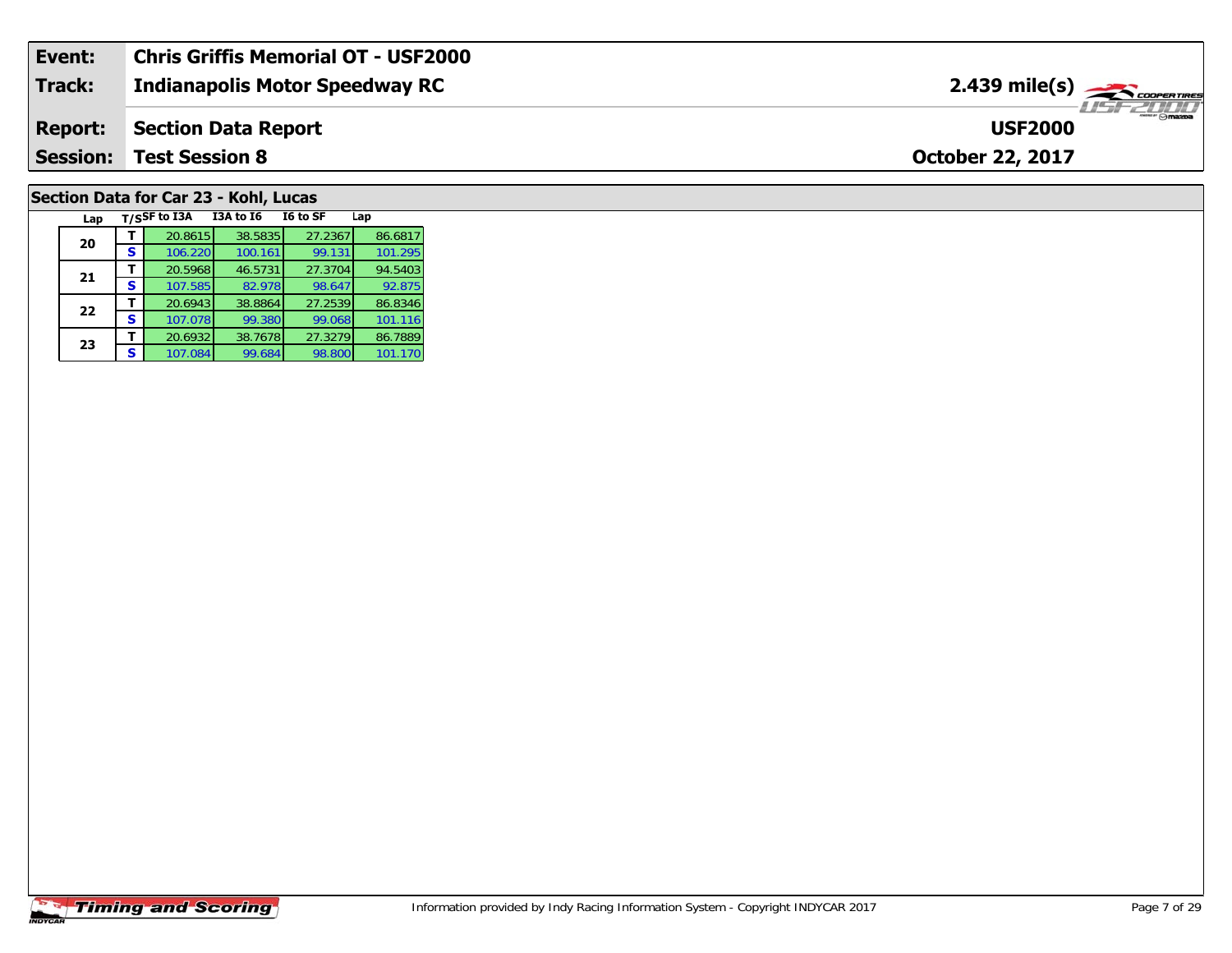| Event: | Chris Griffis Memorial OT - USF2000 | |
|---|---|---|
| **Track:** | **Indianapolis Motor Speedway RC** | **2.439 mile(s)** |
| **Report:** | **Section Data Report** | **USF2000** |
| **Session:** | **Test Session 8** | **October 22, 2017** |

## Section Data for Car 23 - Kohl, Lucas

| Lap | T/S | SF to I3A | I3A to I6 | I6 to SF | Lap |
|---|---|---|---|---|---|
| 20 | T | 20.8615 | 38.5835 | 27.2367 | 86.6817 |
| | S | 106.220 | 100.161 | 99.131 | 101.295 |
| 21 | T | 20.5968 | 46.5731 | 27.3704 | 94.5403 |
| | S | 107.585 | 82.978 | 98.647 | 92.875 |
| 22 | T | 20.6943 | 38.8864 | 27.2539 | 86.8346 |
| | S | 107.078 | 99.380 | 99.068 | 101.116 |
| 23 | T | 20.6932 | 38.7678 | 27.3279 | 86.7889 |
| | S | 107.084 | 99.684 | 98.800 | 101.170 |

Timing and Scoring

Information provided by Indy Racing Information System - Copyright INDYCAR 2017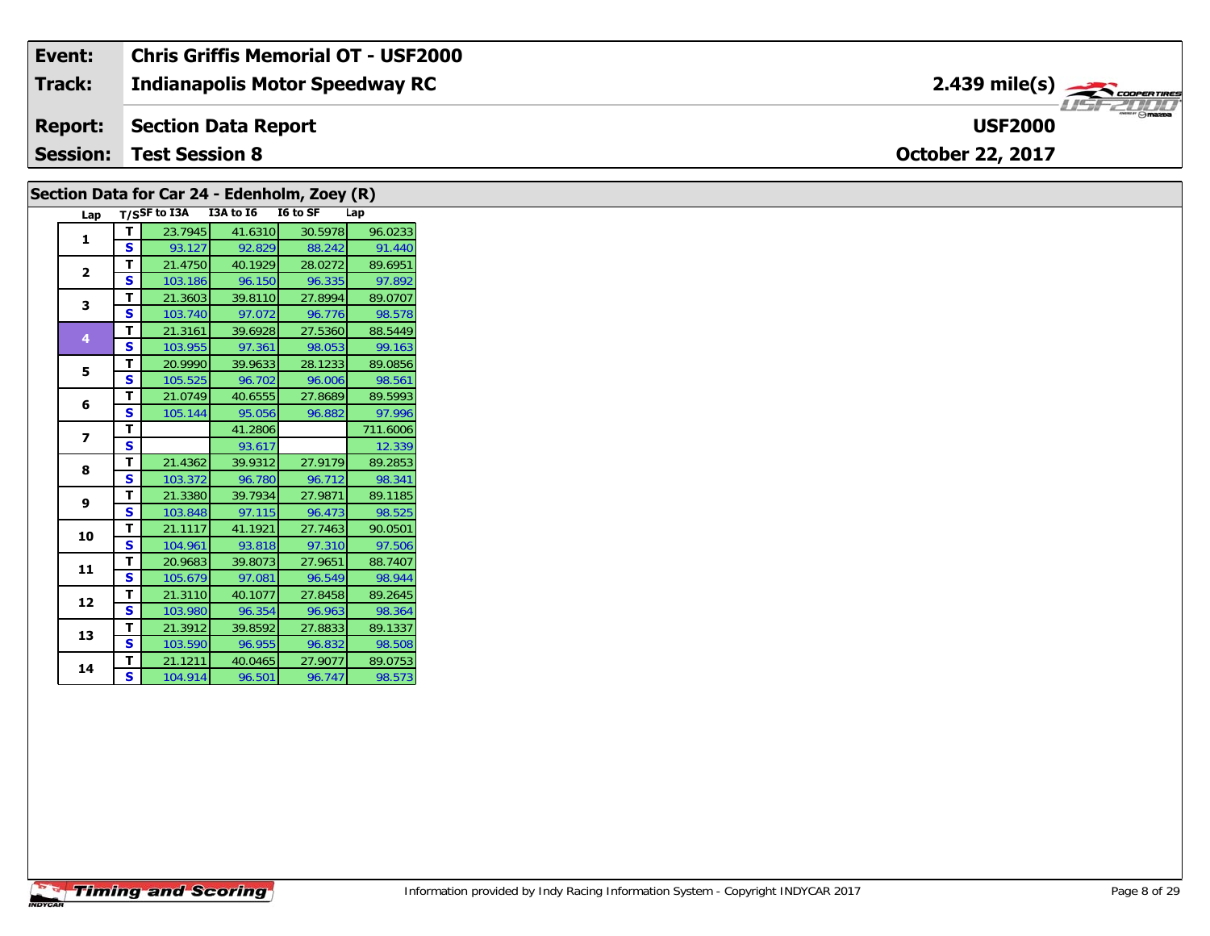| Event: | Chris Griffis Memorial OT - USF2000 | |
|---|---|---|
| Track: | Indianapolis Motor Speedway RC | 2.439 mile(s) |
| Report: | Section Data Report | USF2000 |
| Session: | Test Session 8 | October 22, 2017 |

## Section Data for Car 24 - Edenholm, Zoey (R)

| Lap | T/S | SF to I3A | I3A to I6 | I6 to SF | Lap |
|---|---|---|---|---|---|
| 1 | T | 23.7945 | 41.6310 | 30.5978 | 96.0233 |
| | S | 93.127 | 92.829 | 88.242 | 91.440 |
| 2 | T | 21.4750 | 40.1929 | 28.0272 | 89.6951 |
| | S | 103.186 | 96.150 | 96.335 | 97.892 |
| 3 | T | 21.3603 | 39.8110 | 27.8994 | 89.0707 |
| | S | 103.740 | 97.072 | 96.776 | 98.578 |
| 4 | T | 21.3161 | 39.6928 | 27.5360 | 88.5449 |
| | S | 103.955 | 97.361 | 98.053 | 99.163 |
| 5 | T | 20.9990 | 39.9633 | 28.1233 | 89.0856 |
| | S | 105.525 | 96.702 | 96.006 | 98.561 |
| 6 | T | 21.0749 | 40.6555 | 27.8689 | 89.5993 |
| | S | 105.144 | 95.056 | 96.882 | 97.996 |
| 7 | T | | 41.2806 | | 711.6006 |
| | S | | 93.617 | | 12.339 |
| 8 | T | 21.4362 | 39.9312 | 27.9179 | 89.2853 |
| | S | 103.372 | 96.780 | 96.712 | 98.341 |
| 9 | T | 21.3380 | 39.7934 | 27.9871 | 89.1185 |
| | S | 103.848 | 97.115 | 96.473 | 98.525 |
| 10 | T | 21.1117 | 41.1921 | 27.7463 | 90.0501 |
| | S | 104.961 | 93.818 | 97.310 | 97.506 |
| 11 | T | 20.9683 | 39.8073 | 27.9651 | 88.7407 |
| | S | 105.679 | 97.081 | 96.549 | 98.944 |
| 12 | T | 21.3110 | 40.1077 | 27.8458 | 89.2645 |
| | S | 103.980 | 96.354 | 96.963 | 98.364 |
| 13 | T | 21.3912 | 39.8592 | 27.8833 | 89.1337 |
| | S | 103.590 | 96.955 | 96.832 | 98.508 |
| 14 | T | 21.1211 | 40.0465 | 27.9077 | 89.0753 |
| | S | 104.914 | 96.501 | 96.747 | 98.573 |

Information provided by Indy Racing Information System - Copyright INDYCAR 2017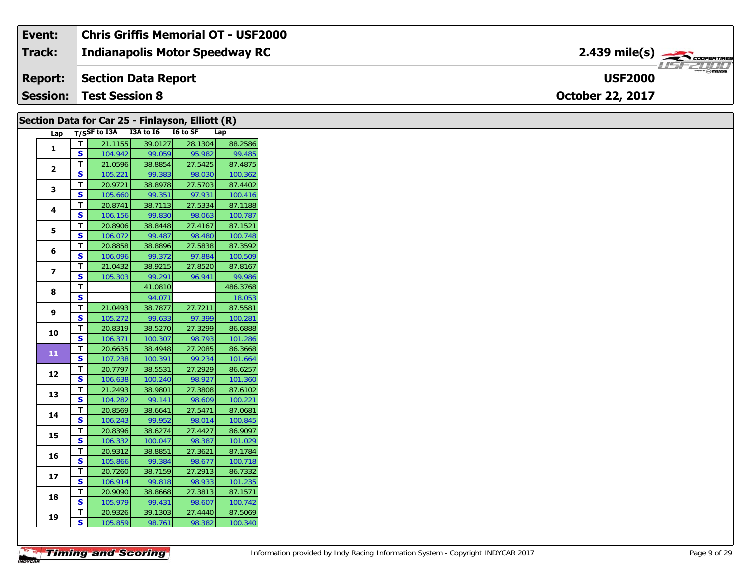| Event: | Chris Griffis Memorial OT - USF2000 | |
|---|---|---|
| Track: | Indianapolis Motor Speedway RC | 2.439 mile(s) |
| Report: | Section Data Report | USF2000 |
| Session: | Test Session 8 | October 22, 2017 |

## Section Data for Car 25 - Finlayson, Elliott (R)

| Lap | T/S | SF to I3A | I3A to I6 | I6 to SF | Lap |
|---|---|---|---|---|---|
| 1 | T | 21.1155 | 39.0127 | 28.1304 | 88.2586 |
| | S | 104.942 | 99.059 | 95.982 | 99.485 |
| 2 | T | 21.0596 | 38.8854 | 27.5425 | 87.4875 |
| | S | 105.221 | 99.383 | 98.030 | 100.362 |
| 3 | T | 20.9721 | 38.8978 | 27.5703 | 87.4402 |
| | S | 105.660 | 99.351 | 97.931 | 100.416 |
| 4 | T | 20.8741 | 38.7113 | 27.5334 | 87.1188 |
| | S | 106.156 | 99.830 | 98.063 | 100.787 |
| 5 | T | 20.8906 | 38.8448 | 27.4167 | 87.1521 |
| | S | 106.072 | 99.487 | 98.480 | 100.748 |
| 6 | T | 20.8858 | 38.8896 | 27.5838 | 87.3592 |
| | S | 106.096 | 99.372 | 97.884 | 100.509 |
| 7 | T | 21.0432 | 38.9215 | 27.8520 | 87.8167 |
| | S | 105.303 | 99.291 | 96.941 | 99.986 |
| 8 | T | | 41.0810 | | 486.3768 |
| | S | | 94.071 | | 18.053 |
| 9 | T | 21.0493 | 38.7877 | 27.7211 | 87.5581 |
| | S | 105.272 | 99.633 | 97.399 | 100.281 |
| 10 | T | 20.8319 | 38.5270 | 27.3299 | 86.6888 |
| | S | 106.371 | 100.307 | 98.793 | 101.286 |
| 11 | T | 20.6635 | 38.4948 | 27.2085 | 86.3668 |
| | S | 107.238 | 100.391 | 99.234 | 101.664 |
| 12 | T | 20.7797 | 38.5531 | 27.2929 | 86.6257 |
| | S | 106.638 | 100.240 | 98.927 | 101.360 |
| 13 | T | 21.2493 | 38.9801 | 27.3808 | 87.6102 |
| | S | 104.282 | 99.141 | 98.609 | 100.221 |
| 14 | T | 20.8569 | 38.6641 | 27.5471 | 87.0681 |
| | S | 106.243 | 99.952 | 98.014 | 100.845 |
| 15 | T | 20.8396 | 38.6274 | 27.4427 | 86.9097 |
| | S | 106.332 | 100.047 | 98.387 | 101.029 |
| 16 | T | 20.9312 | 38.8851 | 27.3621 | 87.1784 |
| | S | 105.866 | 99.384 | 98.677 | 100.718 |
| 17 | T | 20.7260 | 38.7159 | 27.2913 | 86.7332 |
| | S | 106.914 | 99.818 | 98.933 | 101.235 |
| 18 | T | 20.9090 | 38.8668 | 27.3813 | 87.1571 |
| | S | 105.979 | 99.431 | 98.607 | 100.742 |
| 19 | T | 20.9326 | 39.1303 | 27.4440 | 87.5069 |
| | S | 105.859 | 98.761 | 98.382 | 100.340 |

Information provided by Indy Racing Information System - Copyright INDYCAR 2017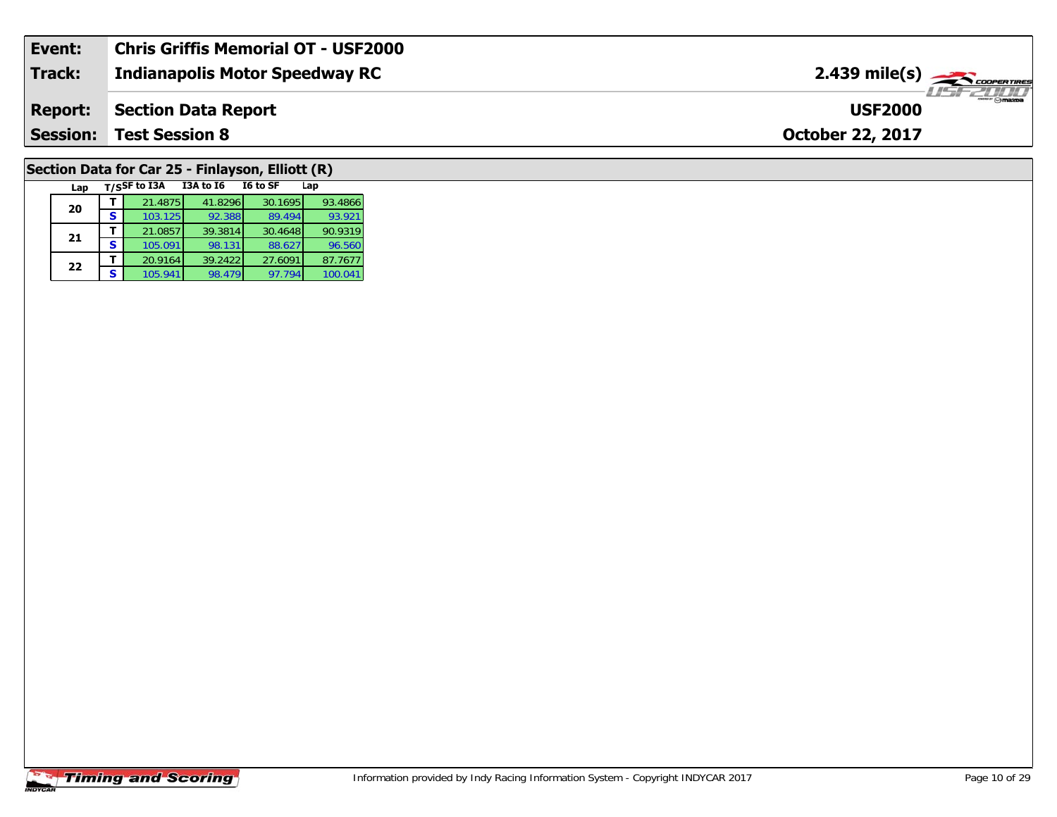| Event: | Chris Griffis Memorial OT - USF2000 | |
|---|---|---|
| Track: | Indianapolis Motor Speedway RC | 2.439 mile(s) |
| Report: | Section Data Report | USF2000 |
| Session: | Test Session 8 | October 22, 2017 |

## Section Data for Car 25 - Finlayson, Elliott (R)

| Lap | T/S | SF to I3A | I3A to I6 | I6 to SF | Lap |
|---|---|---|---|---|---|
| 20 | T | 21.4875 | 41.8296 | 30.1695 | 93.4866 |
| | S | 103.125 | 92.388 | 89.494 | 93.921 |
| 21 | T | 21.0857 | 39.3814 | 30.4648 | 90.9319 |
| | S | 105.091 | 98.131 | 88.627 | 96.560 |
| 22 | T | 20.9164 | 39.2422 | 27.6091 | 87.7677 |
| | S | 105.941 | 98.479 | 97.794 | 100.041 |

Information provided by Indy Racing Information System - Copyright INDYCAR 2017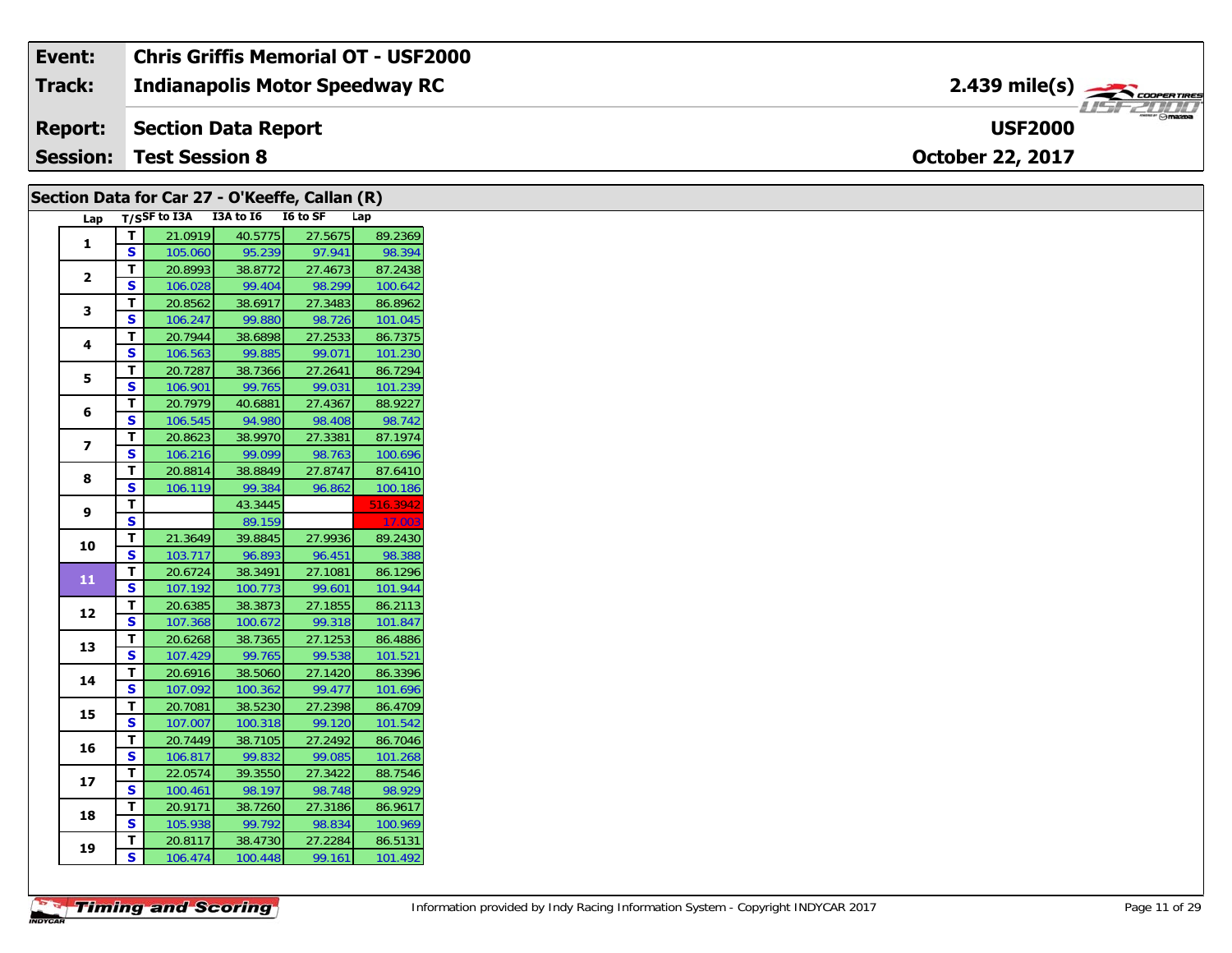| Event: | Chris Griffis Memorial OT - USF2000 | |
|---|---|---|
| Track: | Indianapolis Motor Speedway RC | 2.439 mile(s) |
| Report: | Section Data Report | USF2000 |
| Session: | Test Session 8 | October 22, 2017 |

## Section Data for Car 27 - O'Keeffe, Callan (R)

| Lap | T/S | SF to I3A | I3A to I6 | I6 to SF | Lap |
|---|---|---|---|---|---|
| 1 | T | 21.0919 | 40.5775 | 27.5675 | 89.2369 |
| | S | 105.060 | 95.239 | 97.941 | 98.394 |
| 2 | T | 20.8993 | 38.8772 | 27.4673 | 87.2438 |
| | S | 106.028 | 99.404 | 98.299 | 100.642 |
| 3 | T | 20.8562 | 38.6917 | 27.3483 | 86.8962 |
| | S | 106.247 | 99.880 | 98.726 | 101.045 |
| 4 | T | 20.7944 | 38.6898 | 27.2533 | 86.7375 |
| | S | 106.563 | 99.885 | 99.071 | 101.230 |
| 5 | T | 20.7287 | 38.7366 | 27.2641 | 86.7294 |
| | S | 106.901 | 99.765 | 99.031 | 101.239 |
| 6 | T | 20.7979 | 40.6881 | 27.4367 | 88.9227 |
| | S | 106.545 | 94.980 | 98.408 | 98.742 |
| 7 | T | 20.8623 | 38.9970 | 27.3381 | 87.1974 |
| | S | 106.216 | 99.099 | 98.763 | 100.696 |
| 8 | T | 20.8814 | 38.8849 | 27.8747 | 87.6410 |
| | S | 106.119 | 99.384 | 96.862 | 100.186 |
| 9 | T | | 43.3445 | | 516.3942 |
| | S | | 89.159 | | 17.003 |
| 10 | T | 21.3649 | 39.8845 | 27.9936 | 89.2430 |
| | S | 103.717 | 96.893 | 96.451 | 98.388 |
| 11 | T | 20.6724 | 38.3491 | 27.1081 | 86.1296 |
| | S | 107.192 | 100.773 | 99.601 | 101.944 |
| 12 | T | 20.6385 | 38.3873 | 27.1855 | 86.2113 |
| | S | 107.368 | 100.672 | 99.318 | 101.847 |
| 13 | T | 20.6268 | 38.7365 | 27.1253 | 86.4886 |
| | S | 107.429 | 99.765 | 99.538 | 101.521 |
| 14 | T | 20.6916 | 38.5060 | 27.1420 | 86.3396 |
| | S | 107.092 | 100.362 | 99.477 | 101.696 |
| 15 | T | 20.7081 | 38.5230 | 27.2398 | 86.4709 |
| | S | 107.007 | 100.318 | 99.120 | 101.542 |
| 16 | T | 20.7449 | 38.7105 | 27.2492 | 86.7046 |
| | S | 106.817 | 99.832 | 99.085 | 101.268 |
| 17 | T | 22.0574 | 39.3550 | 27.3422 | 88.7546 |
| | S | 100.461 | 98.197 | 98.748 | 98.929 |
| 18 | T | 20.9171 | 38.7260 | 27.3186 | 86.9617 |
| | S | 105.938 | 99.792 | 98.834 | 100.969 |
| 19 | T | 20.8117 | 38.4730 | 27.2284 | 86.5131 |
| | S | 106.474 | 100.448 | 99.161 | 101.492 |

Information provided by Indy Racing Information System - Copyright INDYCAR 2017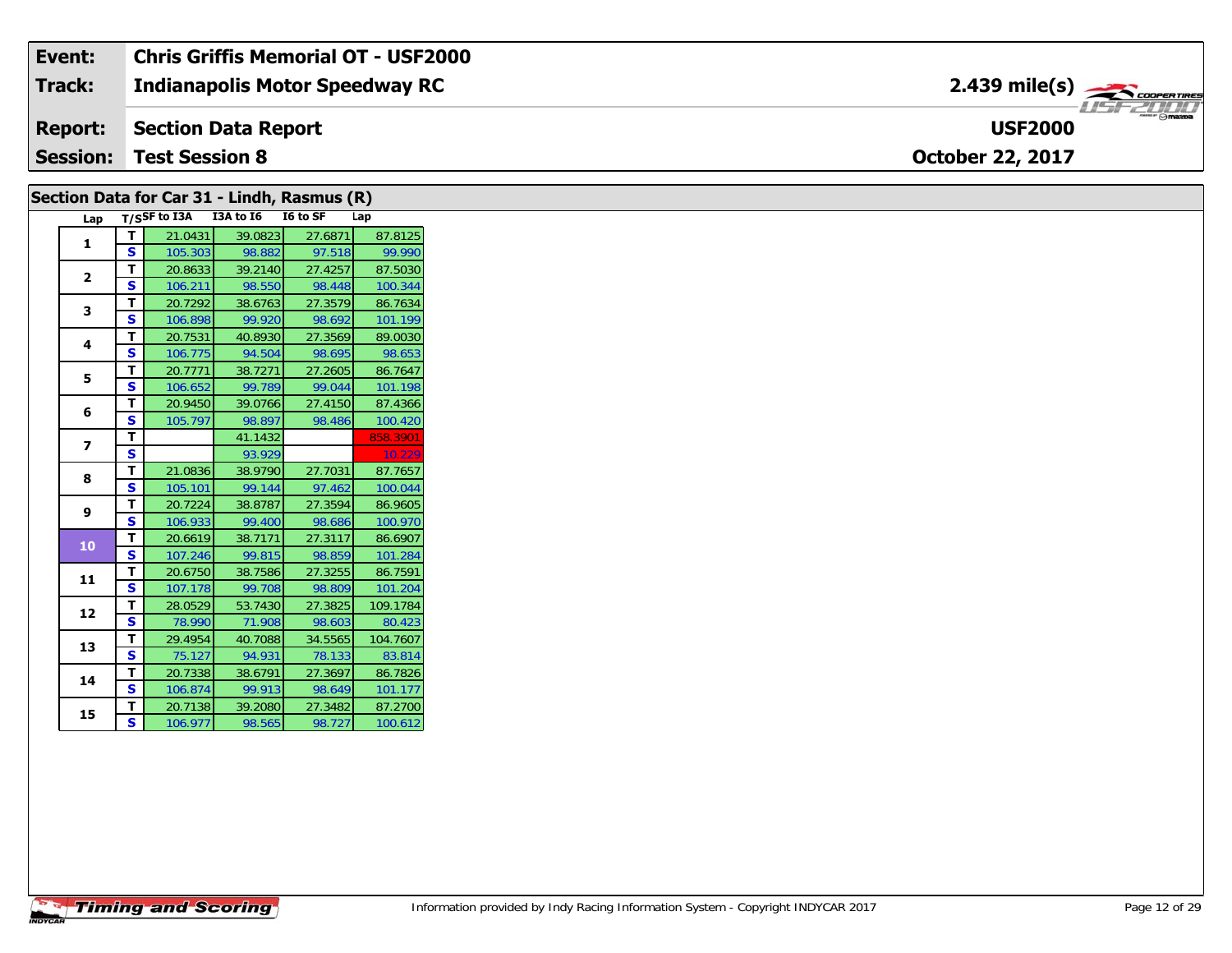| | |
|---|---|
| **Event:** | **Chris Griffis Memorial OT - USF2000** |
| **Track:** | **Indianapolis Motor Speedway RC** |
| **Report:** | **Section Data Report** |
| **Session:** | **Test Session 8** |

**2.439 mile(s)**

**USF2000**

**October 22, 2017**

## Section Data for Car 31 - Lindh, Rasmus (R)

| Lap | T/S | SF to I3A | I3A to I6 | I6 to SF | Lap |
|---|---|---|---|---|---|
| 1 | T | 21.0431 | 39.0823 | 27.6871 | 87.8125 |
| | S | 105.303 | 98.882 | 97.518 | 99.990 |
| 2 | T | 20.8633 | 39.2140 | 27.4257 | 87.5030 |
| | S | 106.211 | 98.550 | 98.448 | 100.344 |
| 3 | T | 20.7292 | 38.6763 | 27.3579 | 86.7634 |
| | S | 106.898 | 99.920 | 98.692 | 101.199 |
| 4 | T | 20.7531 | 40.8930 | 27.3569 | 89.0030 |
| | S | 106.775 | 94.504 | 98.695 | 98.653 |
| 5 | T | 20.7771 | 38.7271 | 27.2605 | 86.7647 |
| | S | 106.652 | 99.789 | 99.044 | 101.198 |
| 6 | T | 20.9450 | 39.0766 | 27.4150 | 87.4366 |
| | S | 105.797 | 98.897 | 98.486 | 100.420 |
| 7 | T | | 41.1432 | | 858.3901 |
| | S | | 93.929 | | 10.229 |
| 8 | T | 21.0836 | 38.9790 | 27.7031 | 87.7657 |
| | S | 105.101 | 99.144 | 97.462 | 100.044 |
| 9 | T | 20.7224 | 38.8787 | 27.3594 | 86.9605 |
| | S | 106.933 | 99.400 | 98.686 | 100.970 |
| 10 | T | 20.6619 | 38.7171 | 27.3117 | 86.6907 |
| | S | 107.246 | 99.815 | 98.859 | 101.284 |
| 11 | T | 20.6750 | 38.7586 | 27.3255 | 86.7591 |
| | S | 107.178 | 99.708 | 98.809 | 101.204 |
| 12 | T | 28.0529 | 53.7430 | 27.3825 | 109.1784 |
| | S | 78.990 | 71.908 | 98.603 | 80.423 |
| 13 | T | 29.4954 | 40.7088 | 34.5565 | 104.7607 |
| | S | 75.127 | 94.931 | 78.133 | 83.814 |
| 14 | T | 20.7338 | 38.6791 | 27.3697 | 86.7826 |
| | S | 106.874 | 99.913 | 98.649 | 101.177 |
| 15 | T | 20.7138 | 39.2080 | 27.3482 | 87.2700 |
| | S | 106.977 | 98.565 | 98.727 | 100.612 |

Information provided by Indy Racing Information System - Copyright INDYCAR 2017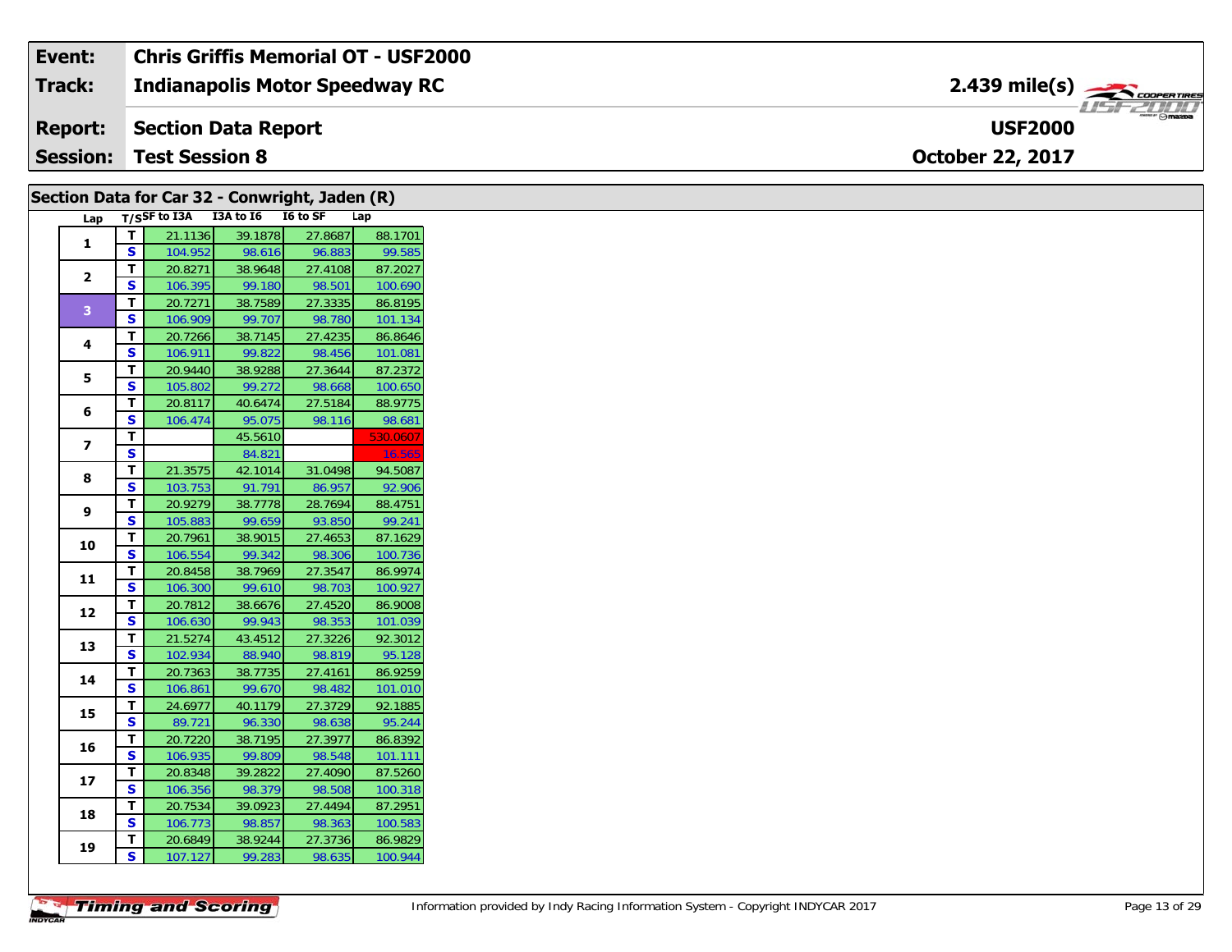**Event:** Chris Griffis Memorial OT - USF2000

**Track:** Indianapolis Motor Speedway RC — 2.439 mile(s)

**Report:** Section Data Report — USF2000

**Session:** Test Session 8 — October 22, 2017

## Section Data for Car 32 - Conwright, Jaden (R)

| Lap | T/S | SF to I3A | I3A to I6 | I6 to SF | Lap |
|---|---|---|---|---|---|
| 1 | T | 21.1136 | 39.1878 | 27.8687 | 88.1701 |
| | S | 104.952 | 98.616 | 96.883 | 99.585 |
| 2 | T | 20.8271 | 38.9648 | 27.4108 | 87.2027 |
| | S | 106.395 | 99.180 | 98.501 | 100.690 |
| 3 | T | 20.7271 | 38.7589 | 27.3335 | 86.8195 |
| | S | 106.909 | 99.707 | 98.780 | 101.134 |
| 4 | T | 20.7266 | 38.7145 | 27.4235 | 86.8646 |
| | S | 106.911 | 99.822 | 98.456 | 101.081 |
| 5 | T | 20.9440 | 38.9288 | 27.3644 | 87.2372 |
| | S | 105.802 | 99.272 | 98.668 | 100.650 |
| 6 | T | 20.8117 | 40.6474 | 27.5184 | 88.9775 |
| | S | 106.474 | 95.075 | 98.116 | 98.681 |
| 7 | T | | 45.5610 | | 530.0607 |
| | S | | 84.821 | | 16.565 |
| 8 | T | 21.3575 | 42.1014 | 31.0498 | 94.5087 |
| | S | 103.753 | 91.791 | 86.957 | 92.906 |
| 9 | T | 20.9279 | 38.7778 | 28.7694 | 88.4751 |
| | S | 105.883 | 99.659 | 93.850 | 99.241 |
| 10 | T | 20.7961 | 38.9015 | 27.4653 | 87.1629 |
| | S | 106.554 | 99.342 | 98.306 | 100.736 |
| 11 | T | 20.8458 | 38.7969 | 27.3547 | 86.9974 |
| | S | 106.300 | 99.610 | 98.703 | 100.927 |
| 12 | T | 20.7812 | 38.6676 | 27.4520 | 86.9008 |
| | S | 106.630 | 99.943 | 98.353 | 101.039 |
| 13 | T | 21.5274 | 43.4512 | 27.3226 | 92.3012 |
| | S | 102.934 | 88.940 | 98.819 | 95.128 |
| 14 | T | 20.7363 | 38.7735 | 27.4161 | 86.9259 |
| | S | 106.861 | 99.670 | 98.482 | 101.010 |
| 15 | T | 24.6977 | 40.1179 | 27.3729 | 92.1885 |
| | S | 89.721 | 96.330 | 98.638 | 95.244 |
| 16 | T | 20.7220 | 38.7195 | 27.3977 | 86.8392 |
| | S | 106.935 | 99.809 | 98.548 | 101.111 |
| 17 | T | 20.8348 | 39.2822 | 27.4090 | 87.5260 |
| | S | 106.356 | 98.379 | 98.508 | 100.318 |
| 18 | T | 20.7534 | 39.0923 | 27.4494 | 87.2951 |
| | S | 106.773 | 98.857 | 98.363 | 100.583 |
| 19 | T | 20.6849 | 38.9244 | 27.3736 | 86.9829 |
| | S | 107.127 | 99.283 | 98.635 | 100.944 |

Information provided by Indy Racing Information System - Copyright INDYCAR 2017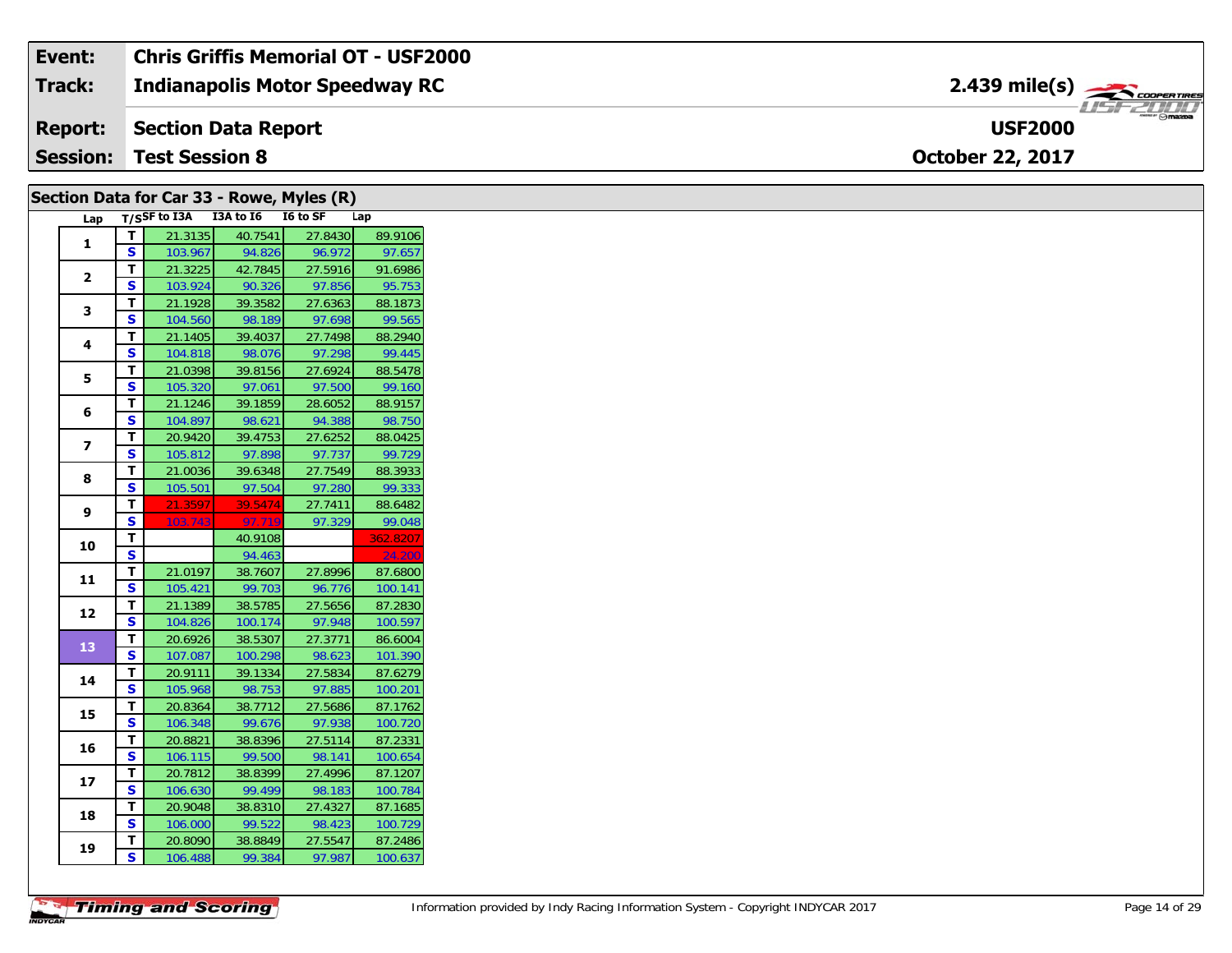| | |
|---|---|
| **Event:** | **Chris Griffis Memorial OT - USF2000** |
| **Track:** | **Indianapolis Motor Speedway RC** — **2.439 mile(s)** |
| **Report:** | **Section Data Report** — **USF2000** |
| **Session:** | **Test Session 8** — **October 22, 2017** |

## Section Data for Car 33 - Rowe, Myles (R)

| Lap | T/S | SF to I3A | I3A to I6 | I6 to SF | Lap |
|---|---|---|---|---|---|
| 1 | T | 21.3135 | 40.7541 | 27.8430 | 89.9106 |
| | S | 103.967 | 94.826 | 96.972 | 97.657 |
| 2 | T | 21.3225 | 42.7845 | 27.5916 | 91.6986 |
| | S | 103.924 | 90.326 | 97.856 | 95.753 |
| 3 | T | 21.1928 | 39.3582 | 27.6363 | 88.1873 |
| | S | 104.560 | 98.189 | 97.698 | 99.565 |
| 4 | T | 21.1405 | 39.4037 | 27.7498 | 88.2940 |
| | S | 104.818 | 98.076 | 97.298 | 99.445 |
| 5 | T | 21.0398 | 39.8156 | 27.6924 | 88.5478 |
| | S | 105.320 | 97.061 | 97.500 | 99.160 |
| 6 | T | 21.1246 | 39.1859 | 28.6052 | 88.9157 |
| | S | 104.897 | 98.621 | 94.388 | 98.750 |
| 7 | T | 20.9420 | 39.4753 | 27.6252 | 88.0425 |
| | S | 105.812 | 97.898 | 97.737 | 99.729 |
| 8 | T | 21.0036 | 39.6348 | 27.7549 | 88.3933 |
| | S | 105.501 | 97.504 | 97.280 | 99.333 |
| 9 | T | 21.3597 | 39.5474 | 27.7411 | 88.6482 |
| | S | 103.743 | 97.719 | 97.329 | 99.048 |
| 10 | T | | 40.9108 | | 362.8207 |
| | S | | 94.463 | | 24.200 |
| 11 | T | 21.0197 | 38.7607 | 27.8996 | 87.6800 |
| | S | 105.421 | 99.703 | 96.776 | 100.141 |
| 12 | T | 21.1389 | 38.5785 | 27.5656 | 87.2830 |
| | S | 104.826 | 100.174 | 97.948 | 100.597 |
| 13 | T | 20.6926 | 38.5307 | 27.3771 | 86.6004 |
| | S | 107.087 | 100.298 | 98.623 | 101.390 |
| 14 | T | 20.9111 | 39.1334 | 27.5834 | 87.6279 |
| | S | 105.968 | 98.753 | 97.885 | 100.201 |
| 15 | T | 20.8364 | 38.7712 | 27.5686 | 87.1762 |
| | S | 106.348 | 99.676 | 97.938 | 100.720 |
| 16 | T | 20.8821 | 38.8396 | 27.5114 | 87.2331 |
| | S | 106.115 | 99.500 | 98.141 | 100.654 |
| 17 | T | 20.7812 | 38.8399 | 27.4996 | 87.1207 |
| | S | 106.630 | 99.499 | 98.183 | 100.784 |
| 18 | T | 20.9048 | 38.8310 | 27.4327 | 87.1685 |
| | S | 106.000 | 99.522 | 98.423 | 100.729 |
| 19 | T | 20.8090 | 38.8849 | 27.5547 | 87.2486 |
| | S | 106.488 | 99.384 | 97.987 | 100.637 |

Timing and Scoring

Information provided by Indy Racing Information System - Copyright INDYCAR 2017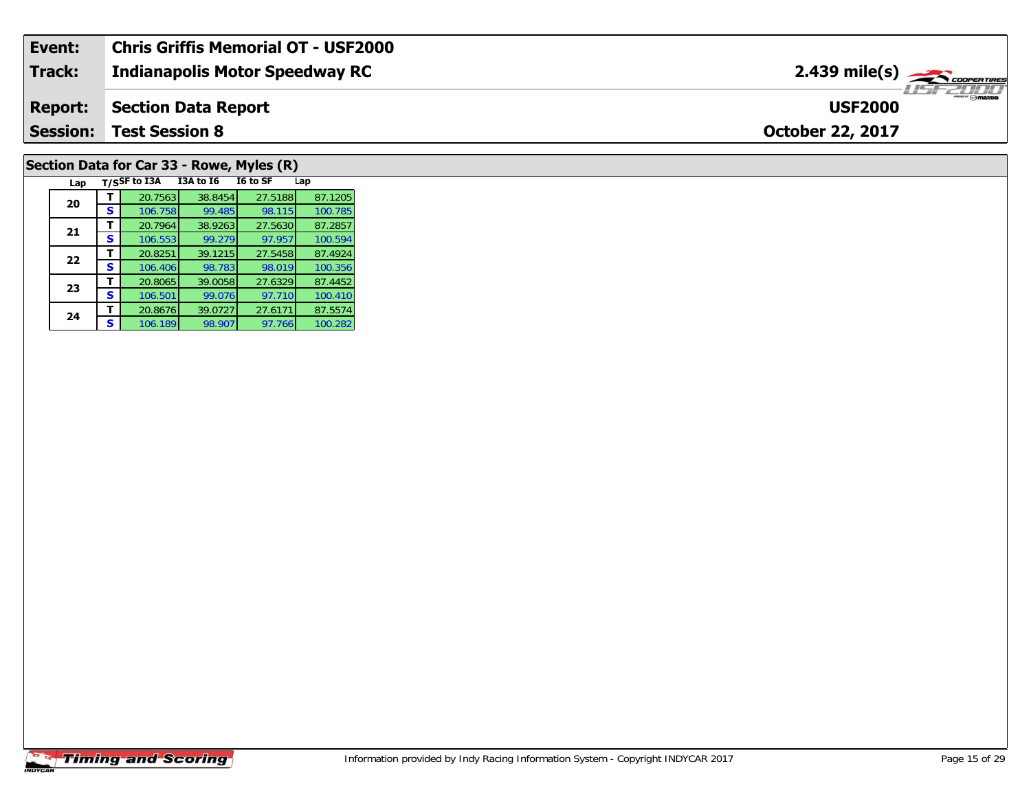| Event: | Chris Griffis Memorial OT - USF2000 |
| --- | --- |
| Track: | Indianapolis Motor Speedway RC — 2.439 mile(s) |
| Report: | Section Data Report — USF2000 |
| Session: | Test Session 8 — October 22, 2017 |

## Section Data for Car 33 - Rowe, Myles (R)

| Lap | T/S | SF to I3A | I3A to I6 | I6 to SF | Lap |
| --- | --- | --- | --- | --- | --- |
| 20 | T | 20.7563 | 38.8454 | 27.5188 | 87.1205 |
| | S | 106.758 | 99.485 | 98.115 | 100.785 |
| 21 | T | 20.7964 | 38.9263 | 27.5630 | 87.2857 |
| | S | 106.553 | 99.279 | 97.957 | 100.594 |
| 22 | T | 20.8251 | 39.1215 | 27.5458 | 87.4924 |
| | S | 106.406 | 98.783 | 98.019 | 100.356 |
| 23 | T | 20.8065 | 39.0058 | 27.6329 | 87.4452 |
| | S | 106.501 | 99.076 | 97.710 | 100.410 |
| 24 | T | 20.8676 | 39.0727 | 27.6171 | 87.5574 |
| | S | 106.189 | 98.907 | 97.766 | 100.282 |

Timing and Scoring

Information provided by Indy Racing Information System - Copyright INDYCAR 2017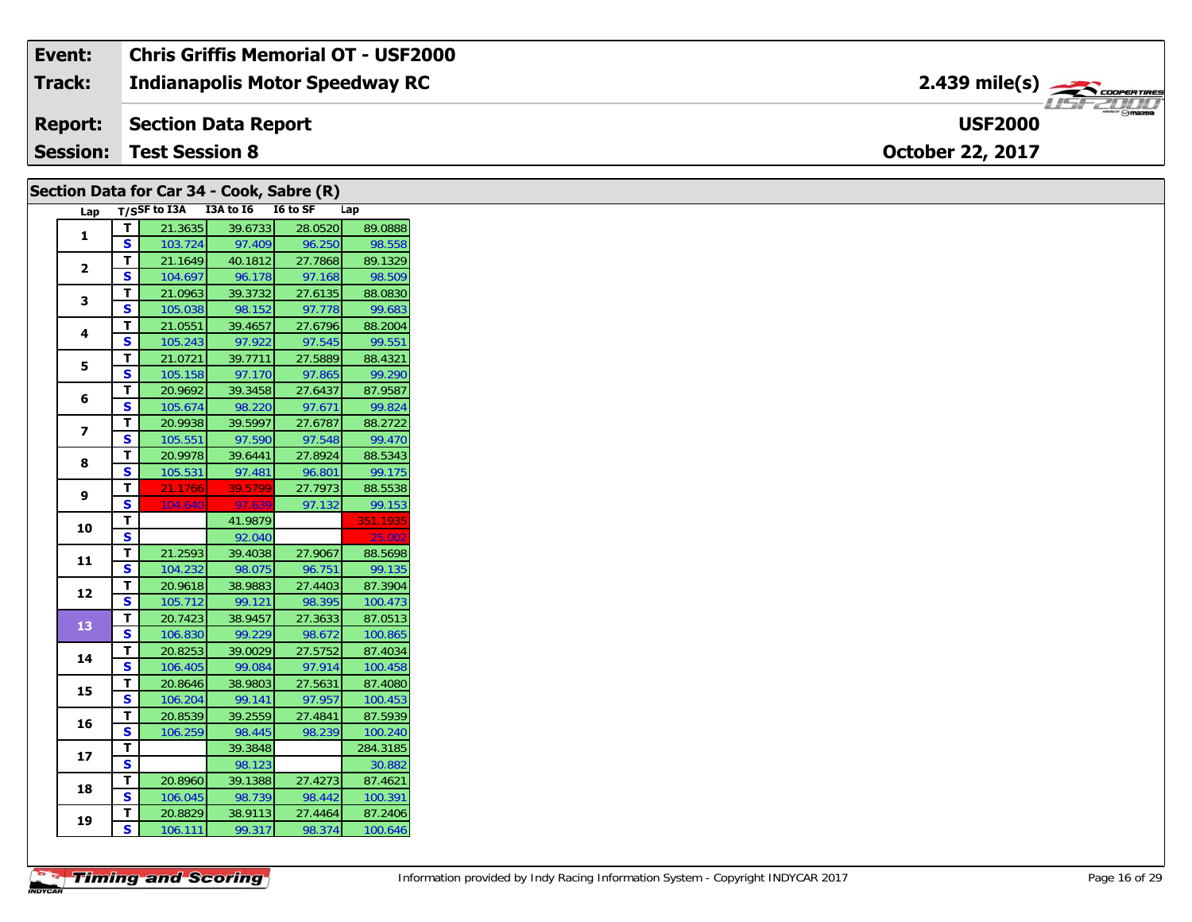| Event: | Chris Griffis Memorial OT - USF2000 | |
|---|---|---|
| Track: | Indianapolis Motor Speedway RC | 2.439 mile(s) |
| Report: | Section Data Report | USF2000 |
| Session: | Test Session 8 | October 22, 2017 |

## Section Data for Car 34 - Cook, Sabre (R)

| Lap | T/S | SF to I3A | I3A to I6 | I6 to SF | Lap |
|---|---|---|---|---|---|
| 1 | T | 21.3635 | 39.6733 | 28.0520 | 89.0888 |
| | S | 103.724 | 97.409 | 96.250 | 98.558 |
| 2 | T | 21.1649 | 40.1812 | 27.7868 | 89.1329 |
| | S | 104.697 | 96.178 | 97.168 | 98.509 |
| 3 | T | 21.0963 | 39.3732 | 27.6135 | 88.0830 |
| | S | 105.038 | 98.152 | 97.778 | 99.683 |
| 4 | T | 21.0551 | 39.4657 | 27.6796 | 88.2004 |
| | S | 105.243 | 97.922 | 97.545 | 99.551 |
| 5 | T | 21.0721 | 39.7711 | 27.5889 | 88.4321 |
| | S | 105.158 | 97.170 | 97.865 | 99.290 |
| 6 | T | 20.9692 | 39.3458 | 27.6437 | 87.9587 |
| | S | 105.674 | 98.220 | 97.671 | 99.824 |
| 7 | T | 20.9938 | 39.5997 | 27.6787 | 88.2722 |
| | S | 105.551 | 97.590 | 97.548 | 99.470 |
| 8 | T | 20.9978 | 39.6441 | 27.8924 | 88.5343 |
| | S | 105.531 | 97.481 | 96.801 | 99.175 |
| 9 | T | 21.1766 | 39.5799 | 27.7973 | 88.5538 |
| | S | 104.640 | 97.639 | 97.132 | 99.153 |
| 10 | T | | 41.9879 | | 351.1935 |
| | S | | 92.040 | | 25.002 |
| 11 | T | 21.2593 | 39.4038 | 27.9067 | 88.5698 |
| | S | 104.232 | 98.075 | 96.751 | 99.135 |
| 12 | T | 20.9618 | 38.9883 | 27.4403 | 87.3904 |
| | S | 105.712 | 99.121 | 98.395 | 100.473 |
| 13 | T | 20.7423 | 38.9457 | 27.3633 | 87.0513 |
| | S | 106.830 | 99.229 | 98.672 | 100.865 |
| 14 | T | 20.8253 | 39.0029 | 27.5752 | 87.4034 |
| | S | 106.405 | 99.084 | 97.914 | 100.458 |
| 15 | T | 20.8646 | 38.9803 | 27.5631 | 87.4080 |
| | S | 106.204 | 99.141 | 97.957 | 100.453 |
| 16 | T | 20.8539 | 39.2559 | 27.4841 | 87.5939 |
| | S | 106.259 | 98.445 | 98.239 | 100.240 |
| 17 | T | | 39.3848 | | 284.3185 |
| | S | | 98.123 | | 30.882 |
| 18 | T | 20.8960 | 39.1388 | 27.4273 | 87.4621 |
| | S | 106.045 | 98.739 | 98.442 | 100.391 |
| 19 | T | 20.8829 | 38.9113 | 27.4464 | 87.2406 |
| | S | 106.111 | 99.317 | 98.374 | 100.646 |

Information provided by Indy Racing Information System - Copyright INDYCAR 2017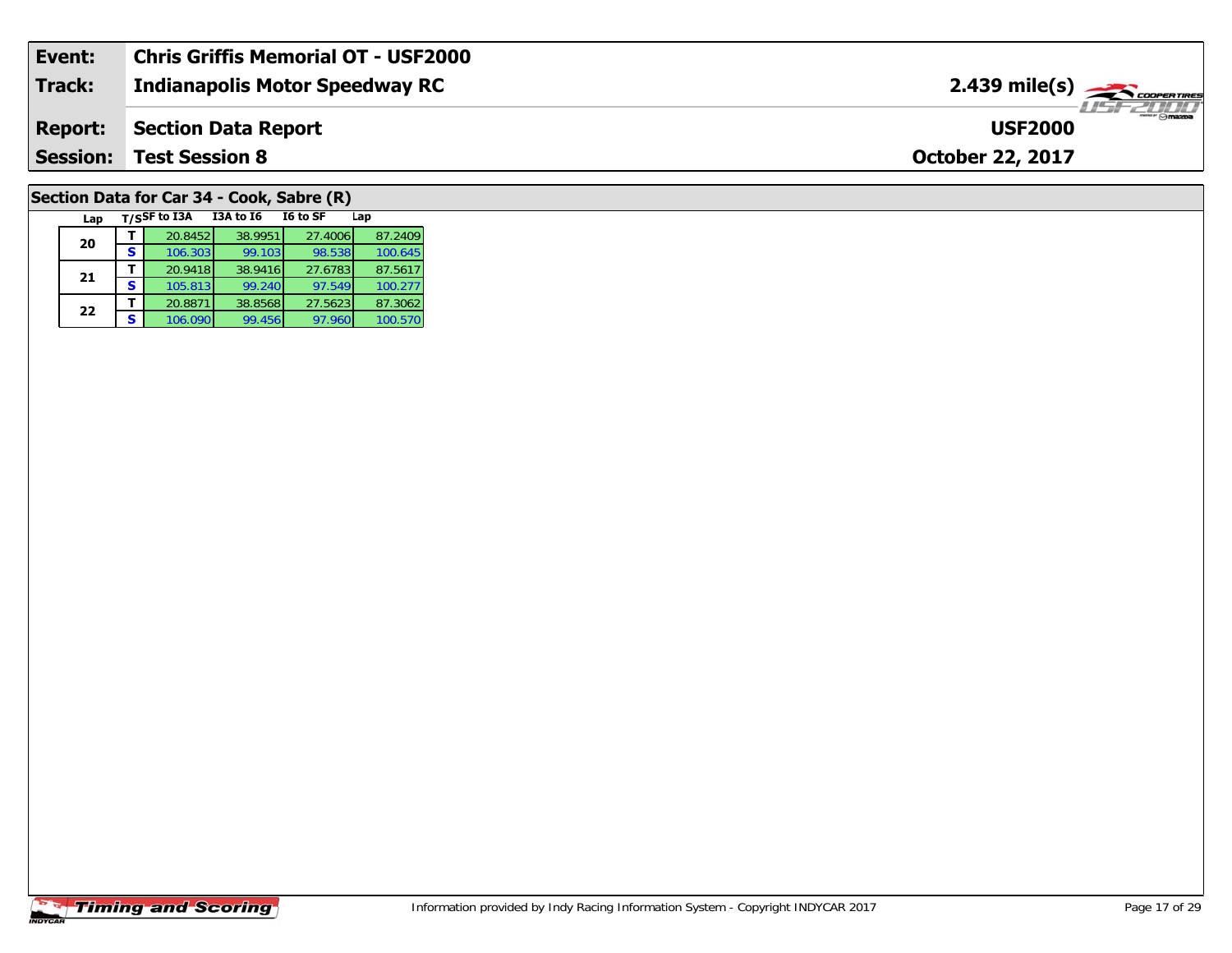| Event: | Chris Griffis Memorial OT - USF2000 | |
|---|---|---|
| Track: | Indianapolis Motor Speedway RC | 2.439 mile(s) |
| Report: | Section Data Report | USF2000 |
| Session: | Test Session 8 | October 22, 2017 |

## Section Data for Car 34 - Cook, Sabre (R)

| Lap | T/S | SF to I3A | I3A to I6 | I6 to SF | Lap |
|---|---|---|---|---|---|
| 20 | T | 20.8452 | 38.9951 | 27.4006 | 87.2409 |
| | S | 106.303 | 99.103 | 98.538 | 100.645 |
| 21 | T | 20.9418 | 38.9416 | 27.6783 | 87.5617 |
| | S | 105.813 | 99.240 | 97.549 | 100.277 |
| 22 | T | 20.8871 | 38.8568 | 27.5623 | 87.3062 |
| | S | 106.090 | 99.456 | 97.960 | 100.570 |

Timing and Scoring

Information provided by Indy Racing Information System - Copyright INDYCAR 2017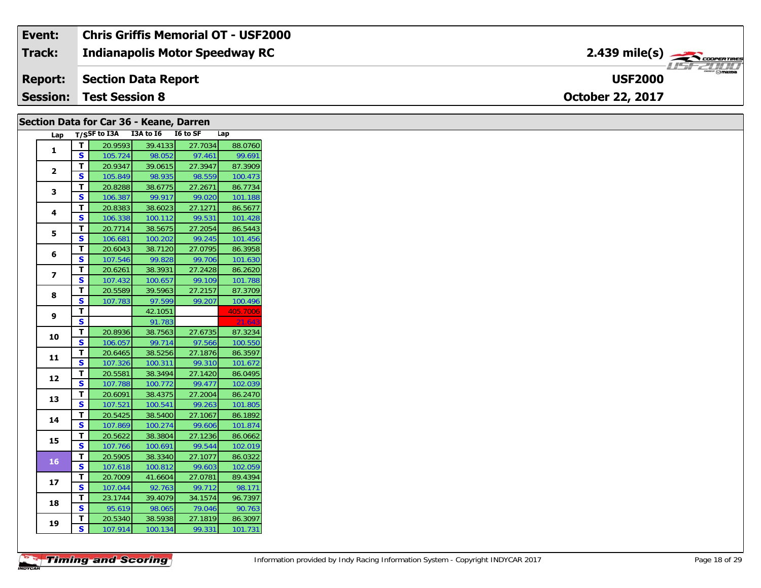| Event: | Chris Griffis Memorial OT - USF2000 | |
|---|---|---|
| Track: | Indianapolis Motor Speedway RC | 2.439 mile(s) |
| Report: | Section Data Report | USF2000 |
| Session: | Test Session 8 | October 22, 2017 |

## Section Data for Car 36 - Keane, Darren

| Lap | T/S | SF to I3A | I3A to I6 | I6 to SF | Lap |
|---|---|---|---|---|---|
| 1 | T | 20.9593 | 39.4133 | 27.7034 | 88.0760 |
| | S | 105.724 | 98.052 | 97.461 | 99.691 |
| 2 | T | 20.9347 | 39.0615 | 27.3947 | 87.3909 |
| | S | 105.849 | 98.935 | 98.559 | 100.473 |
| 3 | T | 20.8288 | 38.6775 | 27.2671 | 86.7734 |
| | S | 106.387 | 99.917 | 99.020 | 101.188 |
| 4 | T | 20.8383 | 38.6023 | 27.1271 | 86.5677 |
| | S | 106.338 | 100.112 | 99.531 | 101.428 |
| 5 | T | 20.7714 | 38.5675 | 27.2054 | 86.5443 |
| | S | 106.681 | 100.202 | 99.245 | 101.456 |
| 6 | T | 20.6043 | 38.7120 | 27.0795 | 86.3958 |
| | S | 107.546 | 99.828 | 99.706 | 101.630 |
| 7 | T | 20.6261 | 38.3931 | 27.2428 | 86.2620 |
| | S | 107.432 | 100.657 | 99.109 | 101.788 |
| 8 | T | 20.5589 | 39.5963 | 27.2157 | 87.3709 |
| | S | 107.783 | 97.599 | 99.207 | 100.496 |
| 9 | T | | 42.1051 | | 405.7006 |
| | S | | 91.783 | | 21.643 |
| 10 | T | 20.8936 | 38.7563 | 27.6735 | 87.3234 |
| | S | 106.057 | 99.714 | 97.566 | 100.550 |
| 11 | T | 20.6465 | 38.5256 | 27.1876 | 86.3597 |
| | S | 107.326 | 100.311 | 99.310 | 101.672 |
| 12 | T | 20.5581 | 38.3494 | 27.1420 | 86.0495 |
| | S | 107.788 | 100.772 | 99.477 | 102.039 |
| 13 | T | 20.6091 | 38.4375 | 27.2004 | 86.2470 |
| | S | 107.521 | 100.541 | 99.263 | 101.805 |
| 14 | T | 20.5425 | 38.5400 | 27.1067 | 86.1892 |
| | S | 107.869 | 100.274 | 99.606 | 101.874 |
| 15 | T | 20.5622 | 38.3804 | 27.1236 | 86.0662 |
| | S | 107.766 | 100.691 | 99.544 | 102.019 |
| 16 | T | 20.5905 | 38.3340 | 27.1077 | 86.0322 |
| | S | 107.618 | 100.812 | 99.603 | 102.059 |
| 17 | T | 20.7009 | 41.6604 | 27.0781 | 89.4394 |
| | S | 107.044 | 92.763 | 99.712 | 98.171 |
| 18 | T | 23.1744 | 39.4079 | 34.1574 | 96.7397 |
| | S | 95.619 | 98.065 | 79.046 | 90.763 |
| 19 | T | 20.5340 | 38.5938 | 27.1819 | 86.3097 |
| | S | 107.914 | 100.134 | 99.331 | 101.731 |

Information provided by Indy Racing Information System - Copyright INDYCAR 2017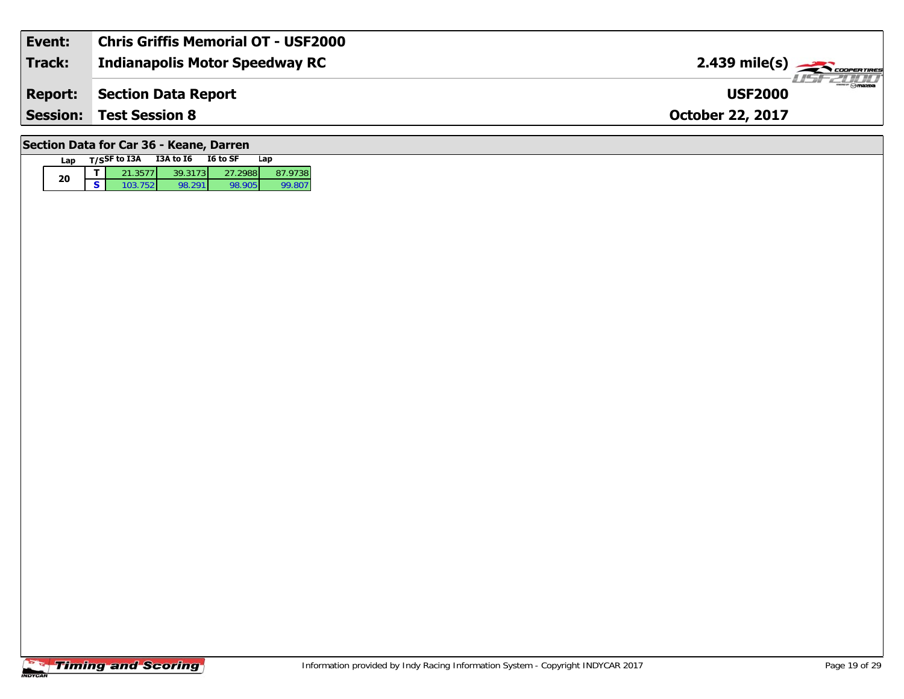| Event: | Chris Griffis Memorial OT - USF2000 | |
|---|---|---|
| Track: | Indianapolis Motor Speedway RC | 2.439 mile(s) |
| Report: | Section Data Report | USF2000 |
| Session: | Test Session 8 | October 22, 2017 |

## Section Data for Car 36 - Keane, Darren

| Lap | T/S | SF to I3A | I3A to I6 | I6 to SF | Lap |
|---|---|---|---|---|---|
| 20 | T | 21.3577 | 39.3173 | 27.2988 | 87.9738 |
| | S | 103.752 | 98.291 | 98.905 | 99.807 |

Information provided by Indy Racing Information System - Copyright INDYCAR 2017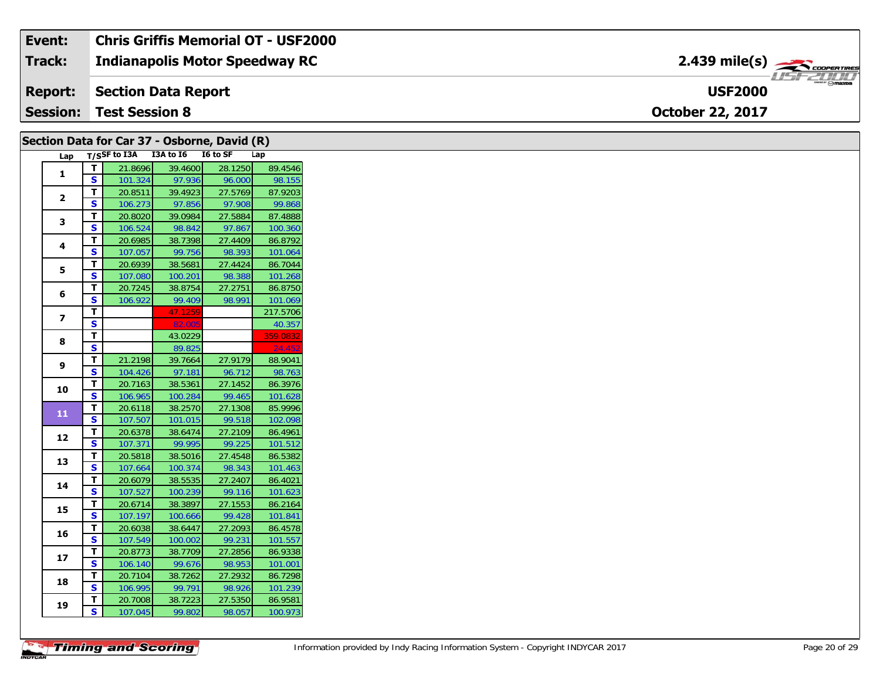| Event: | Chris Griffis Memorial OT - USF2000 | |
|---|---|---|
| Track: | Indianapolis Motor Speedway RC | 2.439 mile(s) |
| Report: | Section Data Report | USF2000 |
| Session: | Test Session 8 | October 22, 2017 |

## Section Data for Car 37 - Osborne, David (R)

| Lap | T/S | SF to I3A | I3A to I6 | I6 to SF | Lap |
|---|---|---|---|---|---|
| 1 | T | 21.8696 | 39.4600 | 28.1250 | 89.4546 |
| | S | 101.324 | 97.936 | 96.000 | 98.155 |
| 2 | T | 20.8511 | 39.4923 | 27.5769 | 87.9203 |
| | S | 106.273 | 97.856 | 97.908 | 99.868 |
| 3 | T | 20.8020 | 39.0984 | 27.5884 | 87.4888 |
| | S | 106.524 | 98.842 | 97.867 | 100.360 |
| 4 | T | 20.6985 | 38.7398 | 27.4409 | 86.8792 |
| | S | 107.057 | 99.756 | 98.393 | 101.064 |
| 5 | T | 20.6939 | 38.5681 | 27.4424 | 86.7044 |
| | S | 107.080 | 100.201 | 98.388 | 101.268 |
| 6 | T | 20.7245 | 38.8754 | 27.2751 | 86.8750 |
| | S | 106.922 | 99.409 | 98.991 | 101.069 |
| 7 | T | | 47.1259 | | 217.5706 |
| | S | | 82.005 | | 40.357 |
| 8 | T | | 43.0229 | | 359.0832 |
| | S | | 89.825 | | 24.452 |
| 9 | T | 21.2198 | 39.7664 | 27.9179 | 88.9041 |
| | S | 104.426 | 97.181 | 96.712 | 98.763 |
| 10 | T | 20.7163 | 38.5361 | 27.1452 | 86.3976 |
| | S | 106.965 | 100.284 | 99.465 | 101.628 |
| 11 | T | 20.6118 | 38.2570 | 27.1308 | 85.9996 |
| | S | 107.507 | 101.015 | 99.518 | 102.098 |
| 12 | T | 20.6378 | 38.6474 | 27.2109 | 86.4961 |
| | S | 107.371 | 99.995 | 99.225 | 101.512 |
| 13 | T | 20.5818 | 38.5016 | 27.4548 | 86.5382 |
| | S | 107.664 | 100.374 | 98.343 | 101.463 |
| 14 | T | 20.6079 | 38.5535 | 27.2407 | 86.4021 |
| | S | 107.527 | 100.239 | 99.116 | 101.623 |
| 15 | T | 20.6714 | 38.3897 | 27.1553 | 86.2164 |
| | S | 107.197 | 100.666 | 99.428 | 101.841 |
| 16 | T | 20.6038 | 38.6447 | 27.2093 | 86.4578 |
| | S | 107.549 | 100.002 | 99.231 | 101.557 |
| 17 | T | 20.8773 | 38.7709 | 27.2856 | 86.9338 |
| | S | 106.140 | 99.676 | 98.953 | 101.001 |
| 18 | T | 20.7104 | 38.7262 | 27.2932 | 86.7298 |
| | S | 106.995 | 99.791 | 98.926 | 101.239 |
| 19 | T | 20.7008 | 38.7223 | 27.5350 | 86.9581 |
| | S | 107.045 | 99.802 | 98.057 | 100.973 |

Information provided by Indy Racing Information System - Copyright INDYCAR 2017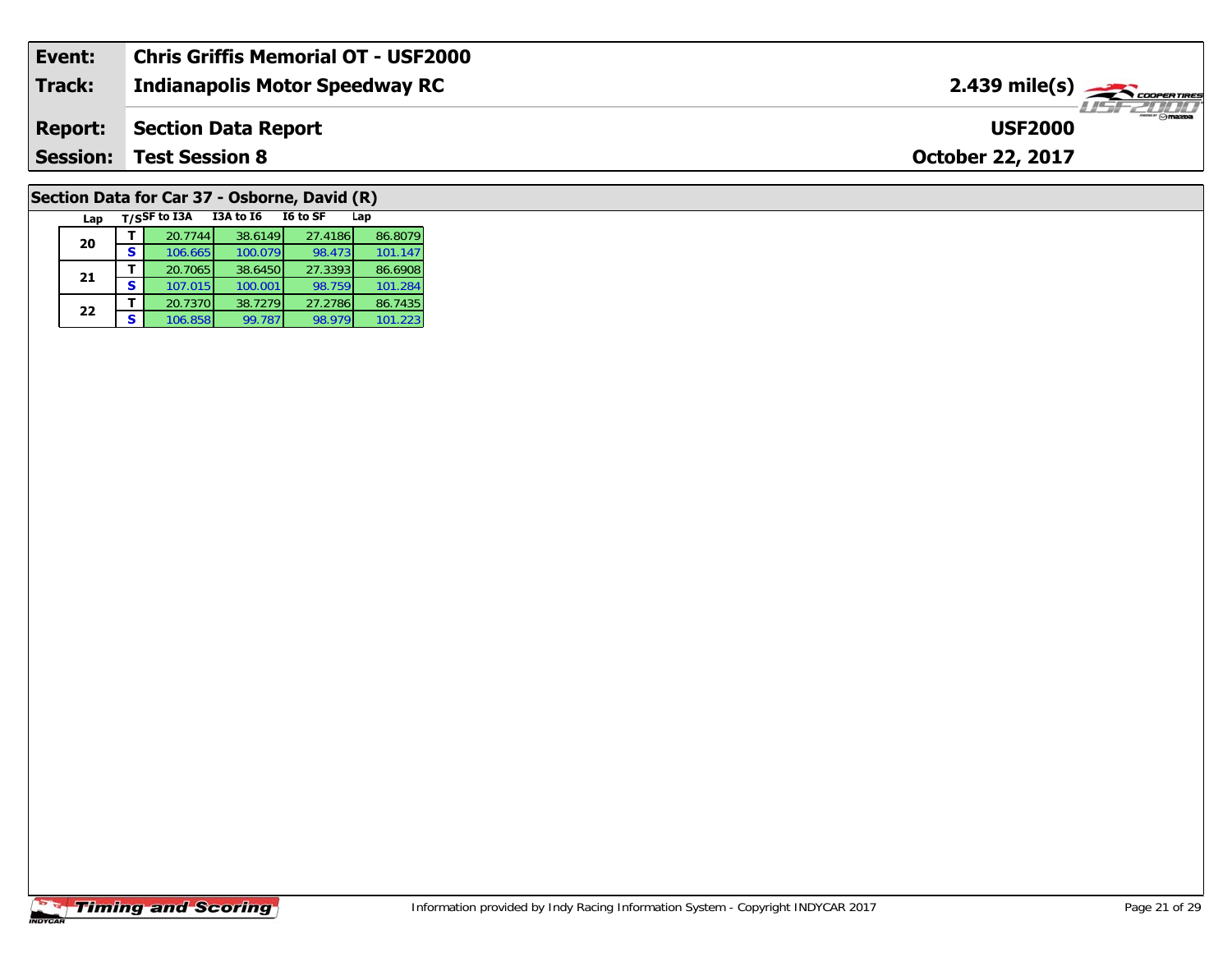| Event: | Chris Griffis Memorial OT - USF2000 | |
|---|---|---|
| **Track:** | **Indianapolis Motor Speedway RC** | **2.439 mile(s)** |
| **Report:** | **Section Data Report** | **USF2000** |
| **Session:** | **Test Session 8** | **October 22, 2017** |

## Section Data for Car 37 - Osborne, David (R)

| Lap | T/S | SF to I3A | I3A to I6 | I6 to SF | Lap |
|---|---|---|---|---|---|
| 20 | T | 20.7744 | 38.6149 | 27.4186 | 86.8079 |
| | S | 106.665 | 100.079 | 98.473 | 101.147 |
| 21 | T | 20.7065 | 38.6450 | 27.3393 | 86.6908 |
| | S | 107.015 | 100.001 | 98.759 | 101.284 |
| 22 | T | 20.7370 | 38.7279 | 27.2786 | 86.7435 |
| | S | 106.858 | 99.787 | 98.979 | 101.223 |

Information provided by Indy Racing Information System - Copyright INDYCAR 2017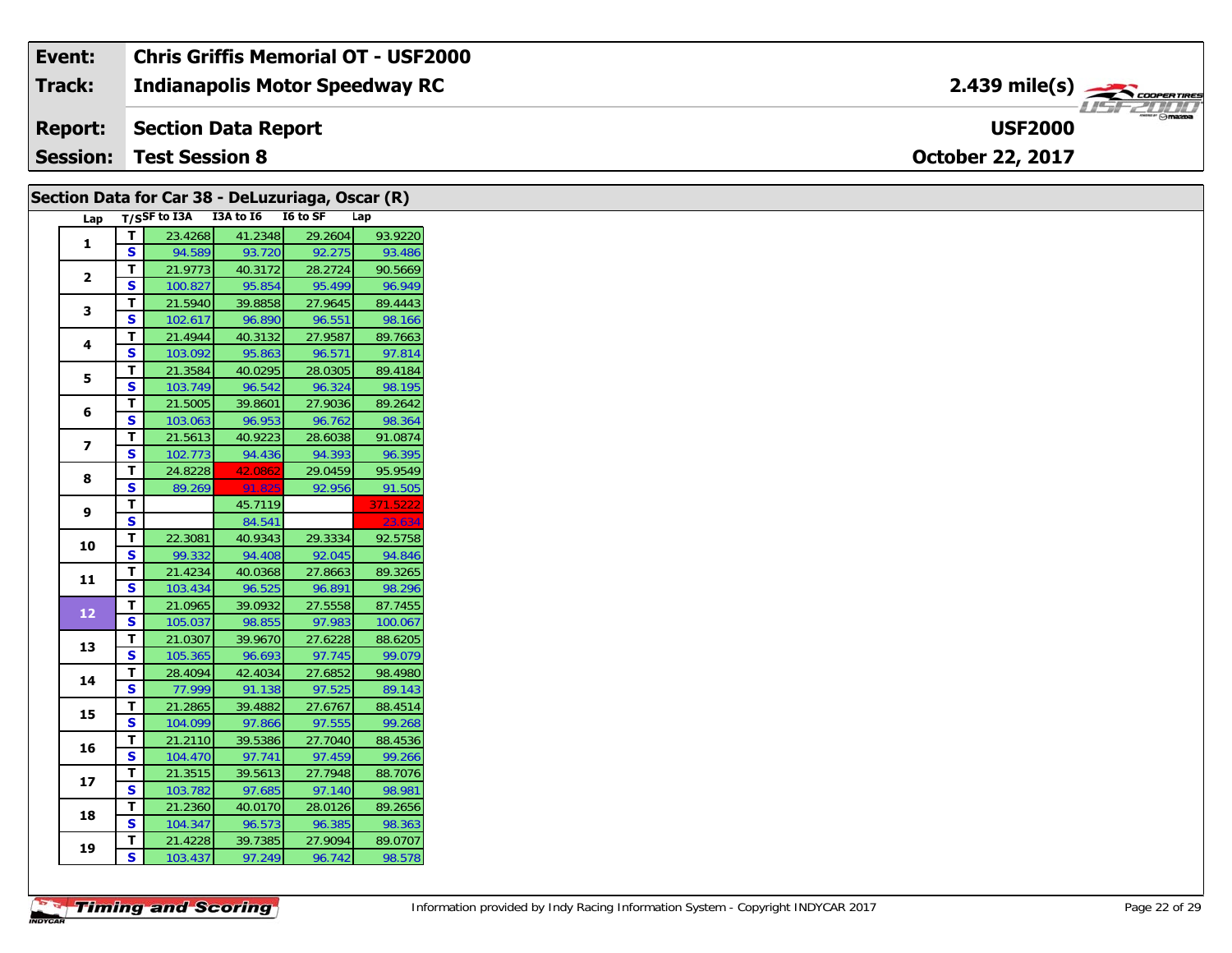| Event: | Chris Griffis Memorial OT - USF2000 | |
|---|---|---|
| Track: | Indianapolis Motor Speedway RC | 2.439 mile(s) |
| Report: | Section Data Report | USF2000 |
| Session: | Test Session 8 | October 22, 2017 |

## Section Data for Car 38 - DeLuzuriaga, Oscar (R)

| Lap | T/S | SF to I3A | I3A to I6 | I6 to SF | Lap |
|---|---|---|---|---|---|
| 1 | T | 23.4268 | 41.2348 | 29.2604 | 93.9220 |
| | S | 94.589 | 93.720 | 92.275 | 93.486 |
| 2 | T | 21.9773 | 40.3172 | 28.2724 | 90.5669 |
| | S | 100.827 | 95.854 | 95.499 | 96.949 |
| 3 | T | 21.5940 | 39.8858 | 27.9645 | 89.4443 |
| | S | 102.617 | 96.890 | 96.551 | 98.166 |
| 4 | T | 21.4944 | 40.3132 | 27.9587 | 89.7663 |
| | S | 103.092 | 95.863 | 96.571 | 97.814 |
| 5 | T | 21.3584 | 40.0295 | 28.0305 | 89.4184 |
| | S | 103.749 | 96.542 | 96.324 | 98.195 |
| 6 | T | 21.5005 | 39.8601 | 27.9036 | 89.2642 |
| | S | 103.063 | 96.953 | 96.762 | 98.364 |
| 7 | T | 21.5613 | 40.9223 | 28.6038 | 91.0874 |
| | S | 102.773 | 94.436 | 94.393 | 96.395 |
| 8 | T | 24.8228 | 42.0862 | 29.0459 | 95.9549 |
| | S | 89.269 | 91.825 | 92.956 | 91.505 |
| 9 | T | | 45.7119 | | 371.5222 |
| | S | | 84.541 | | 23.634 |
| 10 | T | 22.3081 | 40.9343 | 29.3334 | 92.5758 |
| | S | 99.332 | 94.408 | 92.045 | 94.846 |
| 11 | T | 21.4234 | 40.0368 | 27.8663 | 89.3265 |
| | S | 103.434 | 96.525 | 96.891 | 98.296 |
| 12 | T | 21.0965 | 39.0932 | 27.5558 | 87.7455 |
| | S | 105.037 | 98.855 | 97.983 | 100.067 |
| 13 | T | 21.0307 | 39.9670 | 27.6228 | 88.6205 |
| | S | 105.365 | 96.693 | 97.745 | 99.079 |
| 14 | T | 28.4094 | 42.4034 | 27.6852 | 98.4980 |
| | S | 77.999 | 91.138 | 97.525 | 89.143 |
| 15 | T | 21.2865 | 39.4882 | 27.6767 | 88.4514 |
| | S | 104.099 | 97.866 | 97.555 | 99.268 |
| 16 | T | 21.2110 | 39.5386 | 27.7040 | 88.4536 |
| | S | 104.470 | 97.741 | 97.459 | 99.266 |
| 17 | T | 21.3515 | 39.5613 | 27.7948 | 88.7076 |
| | S | 103.782 | 97.685 | 97.140 | 98.981 |
| 18 | T | 21.2360 | 40.0170 | 28.0126 | 89.2656 |
| | S | 104.347 | 96.573 | 96.385 | 98.363 |
| 19 | T | 21.4228 | 39.7385 | 27.9094 | 89.0707 |
| | S | 103.437 | 97.249 | 96.742 | 98.578 |

Information provided by Indy Racing Information System - Copyright INDYCAR 2017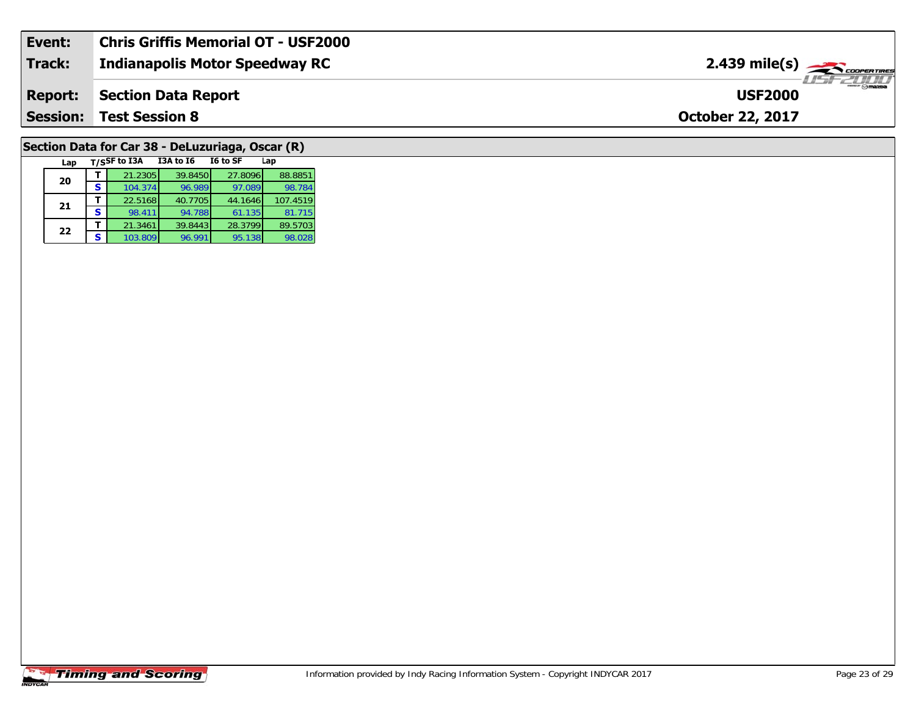| Event: | Chris Griffis Memorial OT - USF2000 | |
|---|---|---|
| Track: | Indianapolis Motor Speedway RC | 2.439 mile(s) |
| Report: | Section Data Report | USF2000 |
| Session: | Test Session 8 | October 22, 2017 |

## Section Data for Car 38 - DeLuzuriaga, Oscar (R)

| Lap | T/S | SF to I3A | I3A to I6 | I6 to SF | Lap |
|---|---|---|---|---|---|
| 20 | T | 21.2305 | 39.8450 | 27.8096 | 88.8851 |
| | S | 104.374 | 96.989 | 97.089 | 98.784 |
| 21 | T | 22.5168 | 40.7705 | 44.1646 | 107.4519 |
| | S | 98.411 | 94.788 | 61.135 | 81.715 |
| 22 | T | 21.3461 | 39.8443 | 28.3799 | 89.5703 |
| | S | 103.809 | 96.991 | 95.138 | 98.028 |

Timing and Scoring

Information provided by Indy Racing Information System - Copyright INDYCAR 2017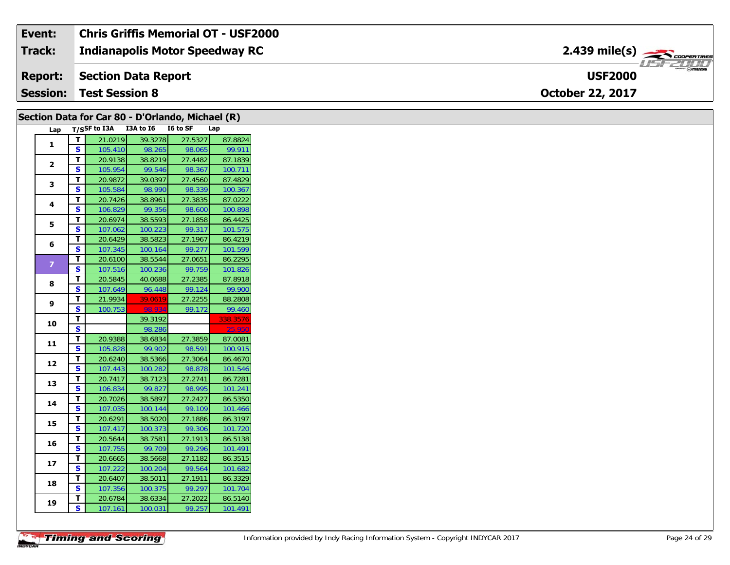| | |
|---|---|
| **Event:** | **Chris Griffis Memorial OT - USF2000** |
| **Track:** | **Indianapolis Motor Speedway RC** |
| **Report:** | **Section Data Report** |
| **Session:** | **Test Session 8** |

**2.439 mile(s)**

**USF2000**

**October 22, 2017**

## Section Data for Car 80 - D'Orlando, Michael (R)

| Lap | T/S | SF to I3A | I3A to I6 | I6 to SF | Lap |
|---|---|---|---|---|---|
| 1 | T | 21.0219 | 39.3278 | 27.5327 | 87.8824 |
| | S | 105.410 | 98.265 | 98.065 | 99.911 |
| 2 | T | 20.9138 | 38.8219 | 27.4482 | 87.1839 |
| | S | 105.954 | 99.546 | 98.367 | 100.711 |
| 3 | T | 20.9872 | 39.0397 | 27.4560 | 87.4829 |
| | S | 105.584 | 98.990 | 98.339 | 100.367 |
| 4 | T | 20.7426 | 38.8961 | 27.3835 | 87.0222 |
| | S | 106.829 | 99.356 | 98.600 | 100.898 |
| 5 | T | 20.6974 | 38.5593 | 27.1858 | 86.4425 |
| | S | 107.062 | 100.223 | 99.317 | 101.575 |
| 6 | T | 20.6429 | 38.5823 | 27.1967 | 86.4219 |
| | S | 107.345 | 100.164 | 99.277 | 101.599 |
| 7 | T | 20.6100 | 38.5544 | 27.0651 | 86.2295 |
| | S | 107.516 | 100.236 | 99.759 | 101.826 |
| 8 | T | 20.5845 | 40.0688 | 27.2385 | 87.8918 |
| | S | 107.649 | 96.448 | 99.124 | 99.900 |
| 9 | T | 21.9934 | 39.0619 | 27.2255 | 88.2808 |
| | S | 100.753 | 98.934 | 99.172 | 99.460 |
| 10 | T | | 39.3192 | | 338.3576 |
| | S | | 98.286 | | 25.950 |
| 11 | T | 20.9388 | 38.6834 | 27.3859 | 87.0081 |
| | S | 105.828 | 99.902 | 98.591 | 100.915 |
| 12 | T | 20.6240 | 38.5366 | 27.3064 | 86.4670 |
| | S | 107.443 | 100.282 | 98.878 | 101.546 |
| 13 | T | 20.7417 | 38.7123 | 27.2741 | 86.7281 |
| | S | 106.834 | 99.827 | 98.995 | 101.241 |
| 14 | T | 20.7026 | 38.5897 | 27.2427 | 86.5350 |
| | S | 107.035 | 100.144 | 99.109 | 101.466 |
| 15 | T | 20.6291 | 38.5020 | 27.1886 | 86.3197 |
| | S | 107.417 | 100.373 | 99.306 | 101.720 |
| 16 | T | 20.5644 | 38.7581 | 27.1913 | 86.5138 |
| | S | 107.755 | 99.709 | 99.296 | 101.491 |
| 17 | T | 20.6665 | 38.5668 | 27.1182 | 86.3515 |
| | S | 107.222 | 100.204 | 99.564 | 101.682 |
| 18 | T | 20.6407 | 38.5011 | 27.1911 | 86.3329 |
| | S | 107.356 | 100.375 | 99.297 | 101.704 |
| 19 | T | 20.6784 | 38.6334 | 27.2022 | 86.5140 |
| | S | 107.161 | 100.031 | 99.257 | 101.491 |

Information provided by Indy Racing Information System - Copyright INDYCAR 2017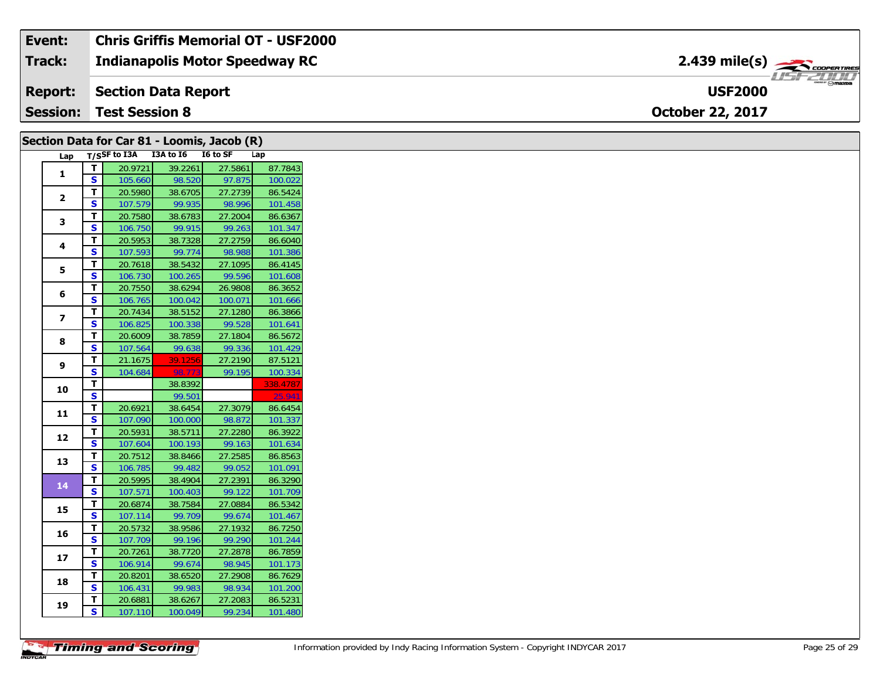| Event: | Chris Griffis Memorial OT - USF2000 | |
|---|---|---|
| Track: | Indianapolis Motor Speedway RC | 2.439 mile(s) |
| Report: | Section Data Report | USF2000 |
| Session: | Test Session 8 | October 22, 2017 |

## Section Data for Car 81 - Loomis, Jacob (R)

| Lap | T/S | SF to I3A | I3A to I6 | I6 to SF | Lap |
|---|---|---|---|---|---|
| 1 | T | 20.9721 | 39.2261 | 27.5861 | 87.7843 |
| | S | 105.660 | 98.520 | 97.875 | 100.022 |
| 2 | T | 20.5980 | 38.6705 | 27.2739 | 86.5424 |
| | S | 107.579 | 99.935 | 98.996 | 101.458 |
| 3 | T | 20.7580 | 38.6783 | 27.2004 | 86.6367 |
| | S | 106.750 | 99.915 | 99.263 | 101.347 |
| 4 | T | 20.5953 | 38.7328 | 27.2759 | 86.6040 |
| | S | 107.593 | 99.774 | 98.988 | 101.386 |
| 5 | T | 20.7618 | 38.5432 | 27.1095 | 86.4145 |
| | S | 106.730 | 100.265 | 99.596 | 101.608 |
| 6 | T | 20.7550 | 38.6294 | 26.9808 | 86.3652 |
| | S | 106.765 | 100.042 | 100.071 | 101.666 |
| 7 | T | 20.7434 | 38.5152 | 27.1280 | 86.3866 |
| | S | 106.825 | 100.338 | 99.528 | 101.641 |
| 8 | T | 20.6009 | 38.7859 | 27.1804 | 86.5672 |
| | S | 107.564 | 99.638 | 99.336 | 101.429 |
| 9 | T | 21.1675 | 39.1256 | 27.2190 | 87.5121 |
| | S | 104.684 | 98.773 | 99.195 | 100.334 |
| 10 | T | | 38.8392 | | 338.4787 |
| | S | | 99.501 | | 25.941 |
| 11 | T | 20.6921 | 38.6454 | 27.3079 | 86.6454 |
| | S | 107.090 | 100.000 | 98.872 | 101.337 |
| 12 | T | 20.5931 | 38.5711 | 27.2280 | 86.3922 |
| | S | 107.604 | 100.193 | 99.163 | 101.634 |
| 13 | T | 20.7512 | 38.8466 | 27.2585 | 86.8563 |
| | S | 106.785 | 99.482 | 99.052 | 101.091 |
| 14 | T | 20.5995 | 38.4904 | 27.2391 | 86.3290 |
| | S | 107.571 | 100.403 | 99.122 | 101.709 |
| 15 | T | 20.6874 | 38.7584 | 27.0884 | 86.5342 |
| | S | 107.114 | 99.709 | 99.674 | 101.467 |
| 16 | T | 20.5732 | 38.9586 | 27.1932 | 86.7250 |
| | S | 107.709 | 99.196 | 99.290 | 101.244 |
| 17 | T | 20.7261 | 38.7720 | 27.2878 | 86.7859 |
| | S | 106.914 | 99.674 | 98.945 | 101.173 |
| 18 | T | 20.8201 | 38.6520 | 27.2908 | 86.7629 |
| | S | 106.431 | 99.983 | 98.934 | 101.200 |
| 19 | T | 20.6881 | 38.6267 | 27.2083 | 86.5231 |
| | S | 107.110 | 100.049 | 99.234 | 101.480 |

Information provided by Indy Racing Information System - Copyright INDYCAR 2017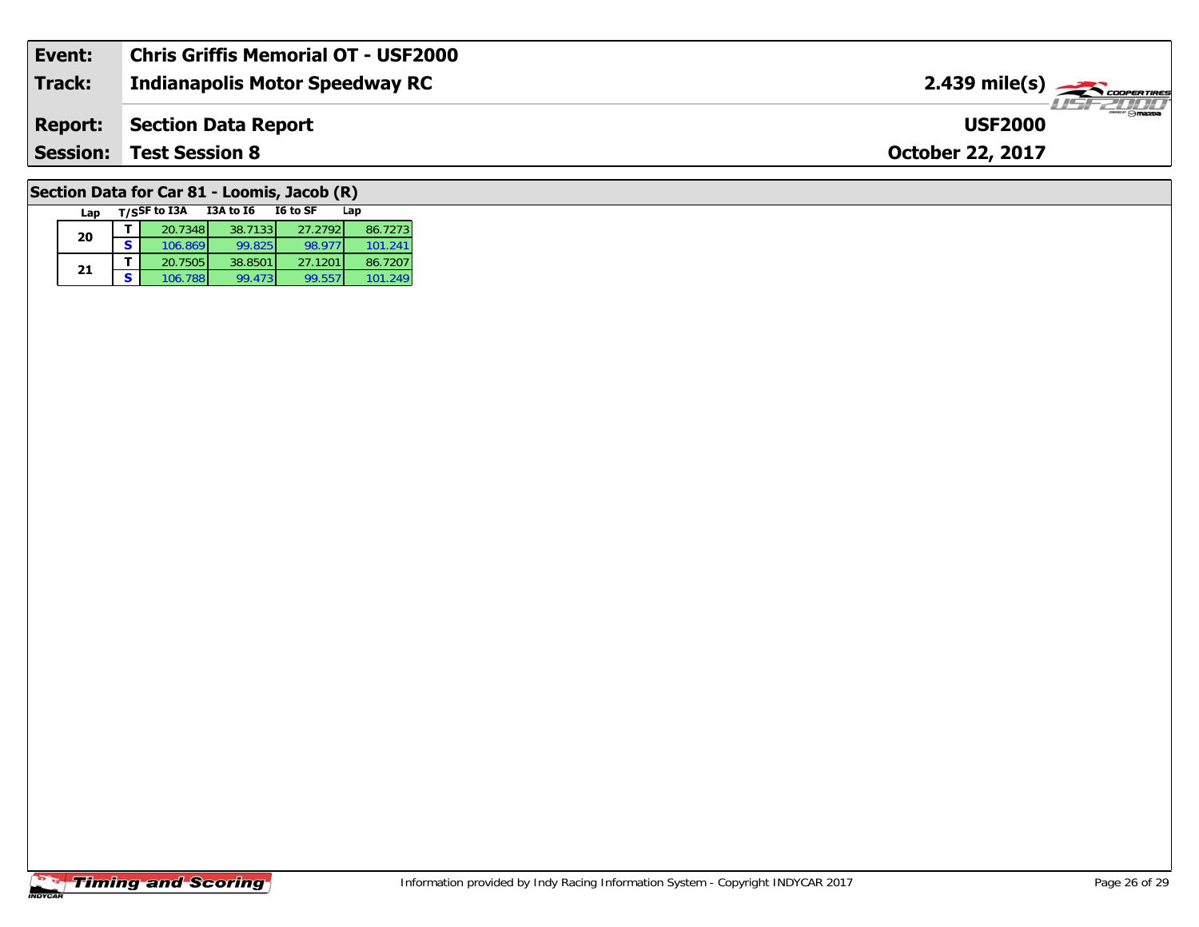| Event: | Chris Griffis Memorial OT - USF2000 | |
|---|---|---|
| Track: | Indianapolis Motor Speedway RC | 2.439 mile(s) |
| Report: | Section Data Report | USF2000 |
| Session: | Test Session 8 | October 22, 2017 |

## Section Data for Car 81 - Loomis, Jacob (R)

| Lap | T/S | SF to I3A | I3A to I6 | I6 to SF | Lap |
|---|---|---|---|---|---|
| 20 | T | 20.7348 | 38.7133 | 27.2792 | 86.7273 |
| | S | 106.869 | 99.825 | 98.977 | 101.241 |
| 21 | T | 20.7505 | 38.8501 | 27.1201 | 86.7207 |
| | S | 106.788 | 99.473 | 99.557 | 101.249 |

Information provided by Indy Racing Information System - Copyright INDYCAR 2017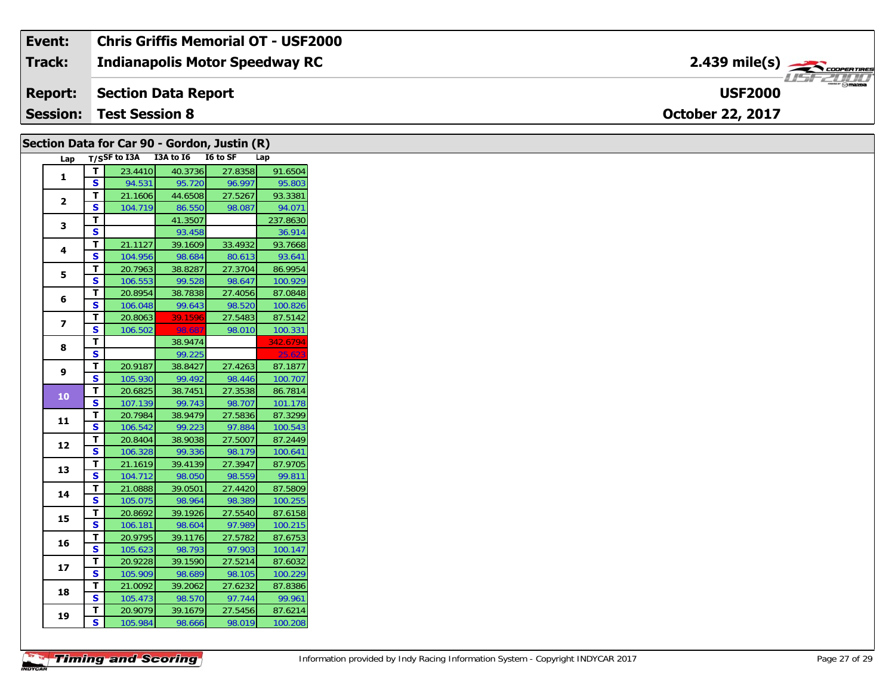| Event: | Chris Griffis Memorial OT - USF2000 | |
|---|---|---|
| Track: | Indianapolis Motor Speedway RC | 2.439 mile(s) |
| Report: | Section Data Report | USF2000 |
| Session: | Test Session 8 | October 22, 2017 |

## Section Data for Car 90 - Gordon, Justin (R)

| Lap | T/S | SF to I3A | I3A to I6 | I6 to SF | Lap |
|---|---|---|---|---|---|
| 1 | T | 23.4410 | 40.3736 | 27.8358 | 91.6504 |
| | S | 94.531 | 95.720 | 96.997 | 95.803 |
| 2 | T | 21.1606 | 44.6508 | 27.5267 | 93.3381 |
| | S | 104.719 | 86.550 | 98.087 | 94.071 |
| 3 | T | | 41.3507 | | 237.8630 |
| | S | | 93.458 | | 36.914 |
| 4 | T | 21.1127 | 39.1609 | 33.4932 | 93.7668 |
| | S | 104.956 | 98.684 | 80.613 | 93.641 |
| 5 | T | 20.7963 | 38.8287 | 27.3704 | 86.9954 |
| | S | 106.553 | 99.528 | 98.647 | 100.929 |
| 6 | T | 20.8954 | 38.7838 | 27.4056 | 87.0848 |
| | S | 106.048 | 99.643 | 98.520 | 100.826 |
| 7 | T | 20.8063 | 39.1596 | 27.5483 | 87.5142 |
| | S | 106.502 | 98.687 | 98.010 | 100.331 |
| 8 | T | | 38.9474 | | 342.6794 |
| | S | | 99.225 | | 25.623 |
| 9 | T | 20.9187 | 38.8427 | 27.4263 | 87.1877 |
| | S | 105.930 | 99.492 | 98.446 | 100.707 |
| 10 | T | 20.6825 | 38.7451 | 27.3538 | 86.7814 |
| | S | 107.139 | 99.743 | 98.707 | 101.178 |
| 11 | T | 20.7984 | 38.9479 | 27.5836 | 87.3299 |
| | S | 106.542 | 99.223 | 97.884 | 100.543 |
| 12 | T | 20.8404 | 38.9038 | 27.5007 | 87.2449 |
| | S | 106.328 | 99.336 | 98.179 | 100.641 |
| 13 | T | 21.1619 | 39.4139 | 27.3947 | 87.9705 |
| | S | 104.712 | 98.050 | 98.559 | 99.811 |
| 14 | T | 21.0888 | 39.0501 | 27.4420 | 87.5809 |
| | S | 105.075 | 98.964 | 98.389 | 100.255 |
| 15 | T | 20.8692 | 39.1926 | 27.5540 | 87.6158 |
| | S | 106.181 | 98.604 | 97.989 | 100.215 |
| 16 | T | 20.9795 | 39.1176 | 27.5782 | 87.6753 |
| | S | 105.623 | 98.793 | 97.903 | 100.147 |
| 17 | T | 20.9228 | 39.1590 | 27.5214 | 87.6032 |
| | S | 105.909 | 98.689 | 98.105 | 100.229 |
| 18 | T | 21.0092 | 39.2062 | 27.6232 | 87.8386 |
| | S | 105.473 | 98.570 | 97.744 | 99.961 |
| 19 | T | 20.9079 | 39.1679 | 27.5456 | 87.6214 |
| | S | 105.984 | 98.666 | 98.019 | 100.208 |

Information provided by Indy Racing Information System - Copyright INDYCAR 2017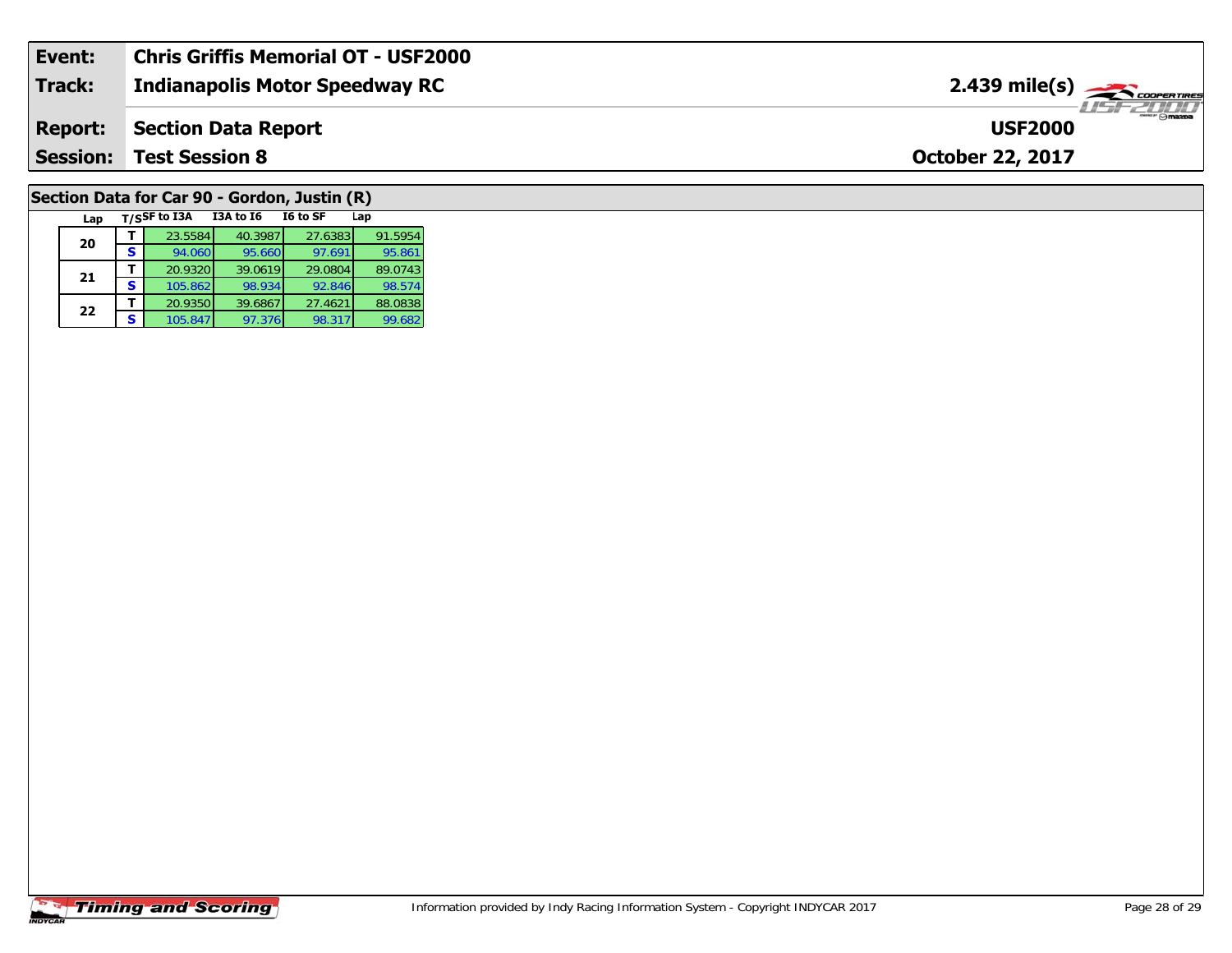| Event: | Chris Griffis Memorial OT - USF2000 | |
|---|---|---|
| Track: | Indianapolis Motor Speedway RC | 2.439 mile(s) |
| Report: | Section Data Report | USF2000 |
| Session: | Test Session 8 | October 22, 2017 |

## Section Data for Car 90 - Gordon, Justin (R)

| Lap | T/S | SF to I3A | I3A to I6 | I6 to SF | Lap |
|---|---|---|---|---|---|
| 20 | T | 23.5584 | 40.3987 | 27.6383 | 91.5954 |
| | S | 94.060 | 95.660 | 97.691 | 95.861 |
| 21 | T | 20.9320 | 39.0619 | 29.0804 | 89.0743 |
| | S | 105.862 | 98.934 | 92.846 | 98.574 |
| 22 | T | 20.9350 | 39.6867 | 27.4621 | 88.0838 |
| | S | 105.847 | 97.376 | 98.317 | 99.682 |

Information provided by Indy Racing Information System - Copyright INDYCAR 2017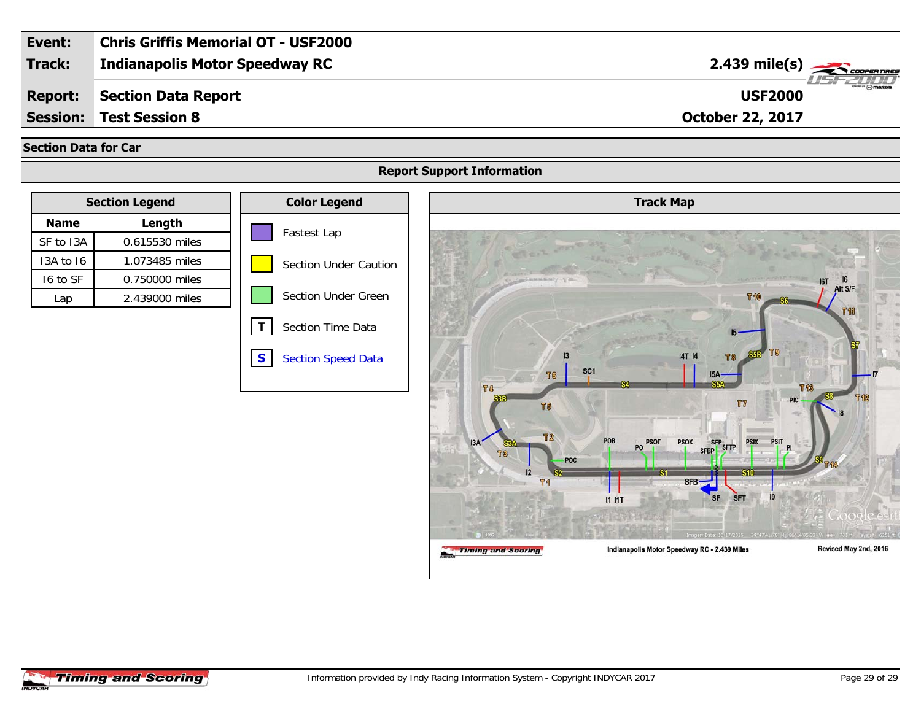| | | | |
|---|---|---|---|
| **Event:** | **Chris Griffis Memorial OT - USF2000** | | |
| **Track:** | **Indianapolis Motor Speedway RC** | **2.439 mile(s)** | |
| **Report:** | **Section Data Report** | **USF2000** | |
| **Session:** | **Test Session 8** | **October 22, 2017** | |

## Section Data for Car

### Report Support Information

**Section Legend**

| Name | Length |
|---|---|
| SF to I3A | 0.615530 miles |
| I3A to I6 | 1.073485 miles |
| I6 to SF | 0.750000 miles |
| Lap | 2.439000 miles |

**Color Legend**

- Fastest Lap
- Section Under Caution
- Section Under Green
- T — Section Time Data
- S — Section Speed Data

**Track Map**

I6T I6 Alt S/F
T10 S6 T11
I5
S7
I3 I4T I4 T8 S5B T9
T6 SC1 S4 I5A S5A I7
T4 T13 S8 T12
S3B T5 T7 PIC I8
T2
I3A S3A POB PSOT PSOX SFP SFTP PSIX PSIT PI
T3 PO SFBP
POC
I2 S2 S1 S10 S9 T14
T1 SFB
I1 I1T SF SFT I9

Indianapolis Motor Speedway RC - 2.439 Miles

Revised May 2nd, 2016

Information provided by Indy Racing Information System - Copyright INDYCAR 2017